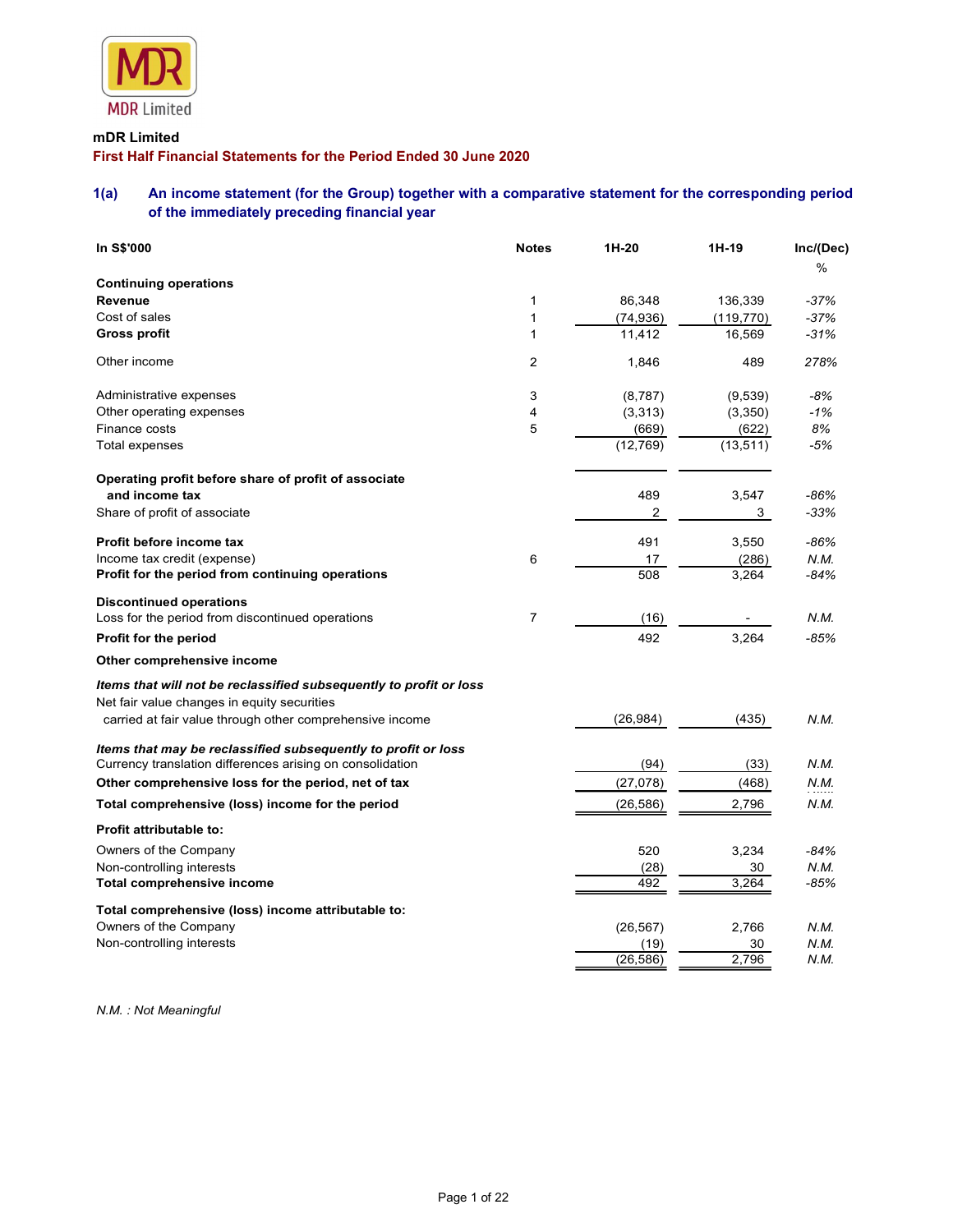MDR Limited

**mDR Limited**

**First Half Financial Statements for the Period Ended 30 June 2020**

## 1(a) An income statement (for the Group) together with a comparative statement for the corresponding period of the immediately preceding financial year

| In S$'000 | Notes | 1H-20 | 1H-19 | Inc/(Dec) % |
|---|---|---|---|---|
| **Continuing operations** | | | | |
| **Revenue** | 1 | 86,348 | 136,339 | -37% |
| Cost of sales | 1 | (74,936) | (119,770) | -37% |
| **Gross profit** | 1 | 11,412 | 16,569 | -31% |
| Other income | 2 | 1,846 | 489 | 278% |
| Administrative expenses | 3 | (8,787) | (9,539) | -8% |
| Other operating expenses | 4 | (3,313) | (3,350) | -1% |
| Finance costs | 5 | (669) | (622) | 8% |
| Total expenses | | (12,769) | (13,511) | -5% |
| **Operating profit before share of profit of associate and income tax** | | 489 | 3,547 | -86% |
| Share of profit of associate | | 2 | 3 | -33% |
| **Profit before income tax** | | 491 | 3,550 | -86% |
| Income tax credit (expense) | 6 | 17 | (286) | N.M. |
| **Profit for the period from continuing operations** | | 508 | 3,264 | -84% |
| **Discontinued operations** | | | | |
| Loss for the period from discontinued operations | 7 | (16) | - | N.M. |
| **Profit for the period** | | 492 | 3,264 | -85% |
| **Other comprehensive income** | | | | |
| ***Items that will not be reclassified subsequently to profit or loss*** | | | | |
| Net fair value changes in equity securities carried at fair value through other comprehensive income | | (26,984) | (435) | N.M. |
| ***Items that may be reclassified subsequently to profit or loss*** | | | | |
| Currency translation differences arising on consolidation | | (94) | (33) | N.M. |
| **Other comprehensive loss for the period, net of tax** | | (27,078) | (468) | N.M. |
| **Total comprehensive (loss) income for the period** | | (26,586) | 2,796 | N.M. |
| **Profit attributable to:** | | | | |
| Owners of the Company | | 520 | 3,234 | -84% |
| Non-controlling interests | | (28) | 30 | N.M. |
| **Total comprehensive income** | | 492 | 3,264 | -85% |
| **Total comprehensive (loss) income attributable to:** | | | | |
| Owners of the Company | | (26,567) | 2,766 | N.M. |
| Non-controlling interests | | (19) | 30 | N.M. |
| | | (26,586) | 2,796 | N.M. |

*N.M. : Not Meaningful*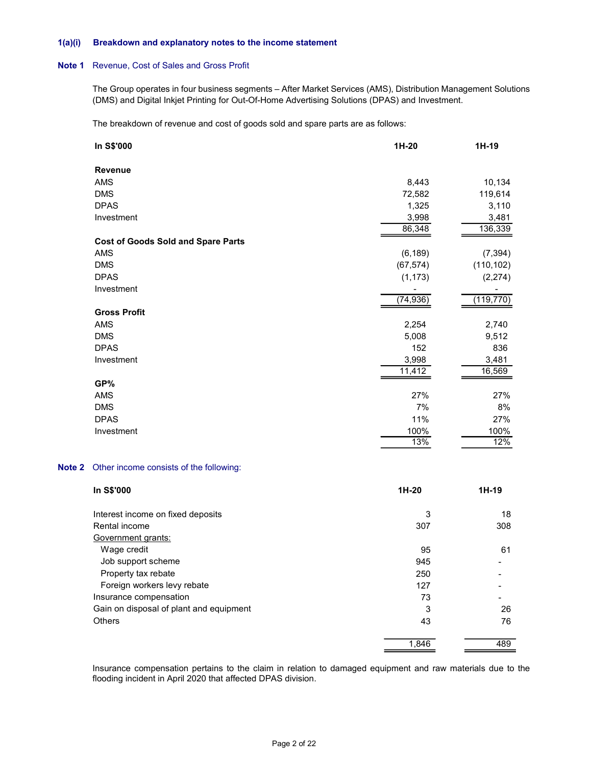## 1(a)(i) Breakdown and explanatory notes to the income statement

### Note 1 Revenue, Cost of Sales and Gross Profit

The Group operates in four business segments – After Market Services (AMS), Distribution Management Solutions (DMS) and Digital Inkjet Printing for Out-Of-Home Advertising Solutions (DPAS) and Investment.

The breakdown of revenue and cost of goods sold and spare parts are as follows:

| In S$'000 | 1H-20 | 1H-19 |
|---|---|---|
| **Revenue** | | |
| AMS | 8,443 | 10,134 |
| DMS | 72,582 | 119,614 |
| DPAS | 1,325 | 3,110 |
| Investment | 3,998 | 3,481 |
| | 86,348 | 136,339 |
| **Cost of Goods Sold and Spare Parts** | | |
| AMS | (6,189) | (7,394) |
| DMS | (67,574) | (110,102) |
| DPAS | (1,173) | (2,274) |
| Investment | - | - |
| | (74,936) | (119,770) |
| **Gross Profit** | | |
| AMS | 2,254 | 2,740 |
| DMS | 5,008 | 9,512 |
| DPAS | 152 | 836 |
| Investment | 3,998 | 3,481 |
| | 11,412 | 16,569 |
| **GP%** | | |
| AMS | 27% | 27% |
| DMS | 7% | 8% |
| DPAS | 11% | 27% |
| Investment | 100% | 100% |
| | 13% | 12% |

### Note 2 Other income consists of the following:

| In S$'000 | 1H-20 | 1H-19 |
|---|---|---|
| Interest income on fixed deposits | 3 | 18 |
| Rental income | 307 | 308 |
| Government grants: | | |
| Wage credit | 95 | 61 |
| Job support scheme | 945 | - |
| Property tax rebate | 250 | - |
| Foreign workers levy rebate | 127 | - |
| Insurance compensation | 73 | - |
| Gain on disposal of plant and equipment | 3 | 26 |
| Others | 43 | 76 |
| | 1,846 | 489 |

Insurance compensation pertains to the claim in relation to damaged equipment and raw materials due to the flooding incident in April 2020 that affected DPAS division.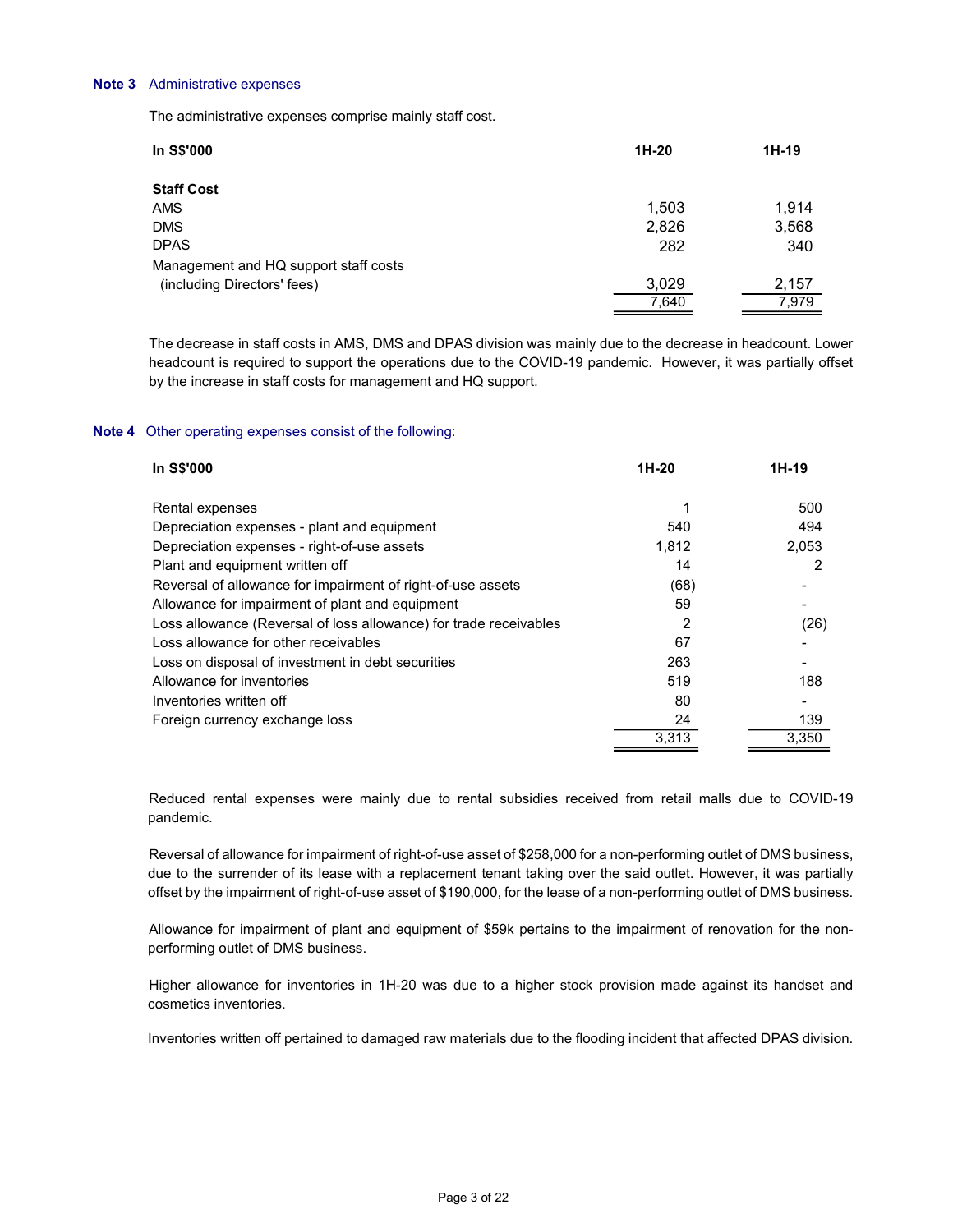**Note 3** Administrative expenses

The administrative expenses comprise mainly staff cost.

| In S$'000 | 1H-20 | 1H-19 |
|---|---|---|
| **Staff Cost** | | |
| AMS | 1,503 | 1,914 |
| DMS | 2,826 | 3,568 |
| DPAS | 282 | 340 |
| Management and HQ support staff costs (including Directors' fees) | 3,029 | 2,157 |
| | 7,640 | 7,979 |

The decrease in staff costs in AMS, DMS and DPAS division was mainly due to the decrease in headcount. Lower headcount is required to support the operations due to the COVID-19 pandemic. However, it was partially offset by the increase in staff costs for management and HQ support.

**Note 4** Other operating expenses consist of the following:

| In S$'000 | 1H-20 | 1H-19 |
|---|---|---|
| Rental expenses | 1 | 500 |
| Depreciation expenses - plant and equipment | 540 | 494 |
| Depreciation expenses - right-of-use assets | 1,812 | 2,053 |
| Plant and equipment written off | 14 | 2 |
| Reversal of allowance for impairment of right-of-use assets | (68) | - |
| Allowance for impairment of plant and equipment | 59 | - |
| Loss allowance (Reversal of loss allowance) for trade receivables | 2 | (26) |
| Loss allowance for other receivables | 67 | - |
| Loss on disposal of investment in debt securities | 263 | - |
| Allowance for inventories | 519 | 188 |
| Inventories written off | 80 | - |
| Foreign currency exchange loss | 24 | 139 |
| | 3,313 | 3,350 |

Reduced rental expenses were mainly due to rental subsidies received from retail malls due to COVID-19 pandemic.

Reversal of allowance for impairment of right-of-use asset of $258,000 for a non-performing outlet of DMS business, due to the surrender of its lease with a replacement tenant taking over the said outlet. However, it was partially offset by the impairment of right-of-use asset of $190,000, for the lease of a non-performing outlet of DMS business.

Allowance for impairment of plant and equipment of $59k pertains to the impairment of renovation for the non-performing outlet of DMS business.

Higher allowance for inventories in 1H-20 was due to a higher stock provision made against its handset and cosmetics inventories.

Inventories written off pertained to damaged raw materials due to the flooding incident that affected DPAS division.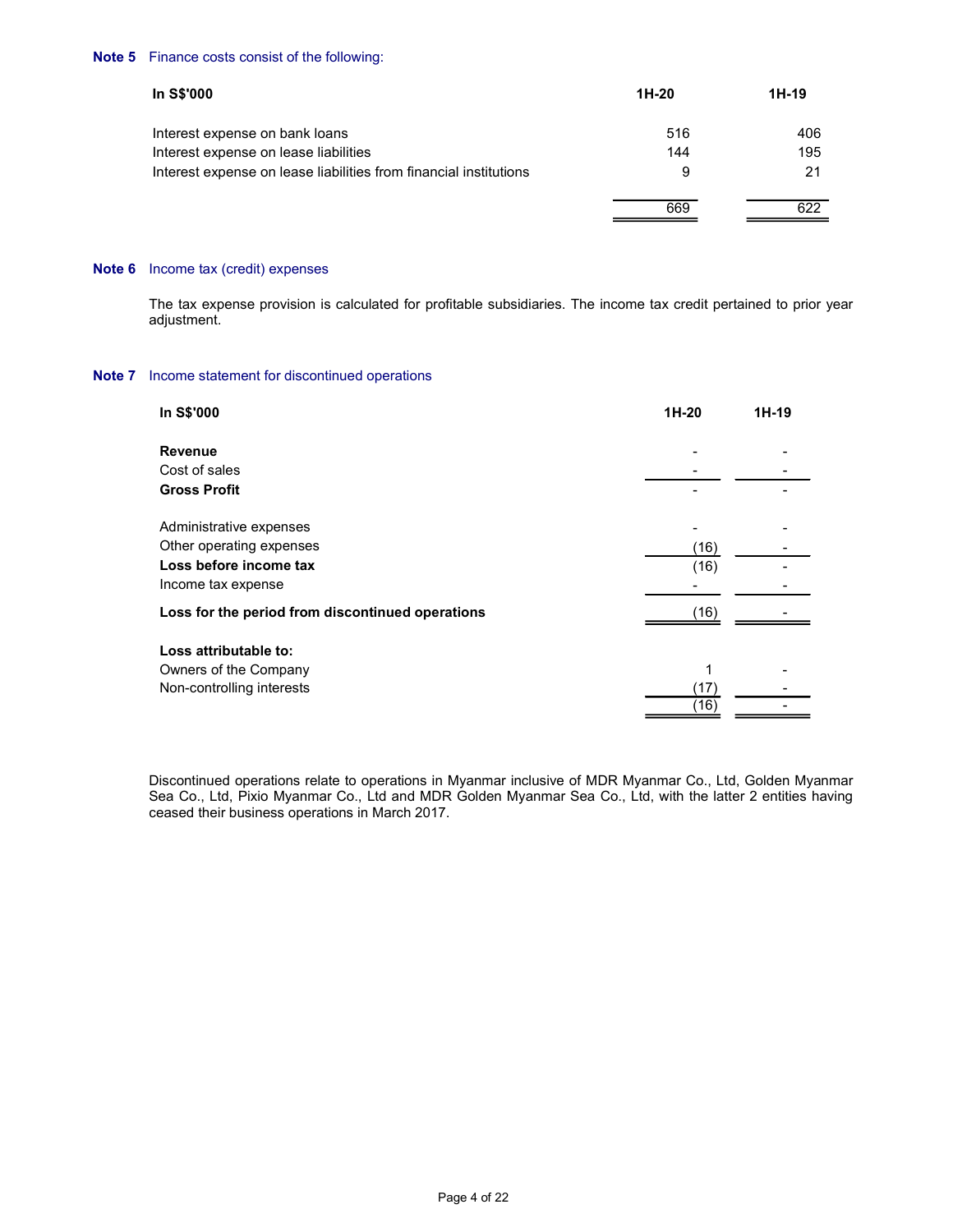**Note 5** Finance costs consist of the following:

| In S$'000 | 1H-20 | 1H-19 |
|---|---|---|
| Interest expense on bank loans | 516 | 406 |
| Interest expense on lease liabilities | 144 | 195 |
| Interest expense on lease liabilities from financial institutions | 9 | 21 |
| | 669 | 622 |

**Note 6** Income tax (credit) expenses

The tax expense provision is calculated for profitable subsidiaries. The income tax credit pertained to prior year adjustment.

**Note 7** Income statement for discontinued operations

| In S$'000 | 1H-20 | 1H-19 |
|---|---|---|
| **Revenue** | - | - |
| Cost of sales | - | - |
| **Gross Profit** | - | - |
| | | |
| Administrative expenses | - | - |
| Other operating expenses | (16) | - |
| **Loss before income tax** | (16) | - |
| Income tax expense | - | - |
| **Loss for the period from discontinued operations** | (16) | - |
| | | |
| **Loss attributable to:** | | |
| Owners of the Company | 1 | - |
| Non-controlling interests | (17) | - |
| | (16) | - |

Discontinued operations relate to operations in Myanmar inclusive of MDR Myanmar Co., Ltd, Golden Myanmar Sea Co., Ltd, Pixio Myanmar Co., Ltd and MDR Golden Myanmar Sea Co., Ltd, with the latter 2 entities having ceased their business operations in March 2017.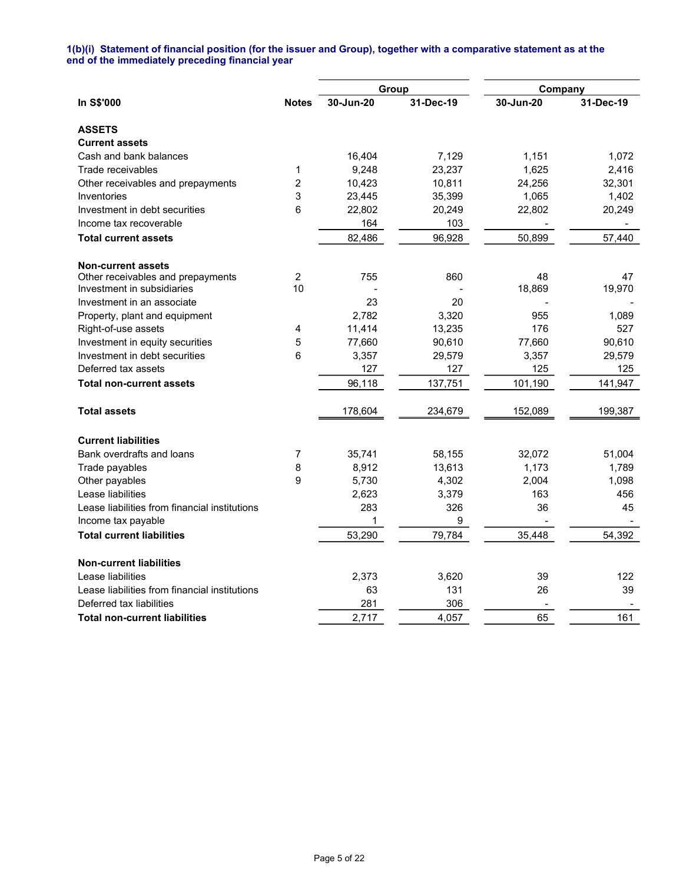**1(b)(i) Statement of financial position (for the issuer and Group), together with a comparative statement as at the end of the immediately preceding financial year**

| In S$'000 | Notes | Group | | Company | |
|---|---|---|---|---|---|
| | | 30-Jun-20 | 31-Dec-19 | 30-Jun-20 | 31-Dec-19 |
| **ASSETS** | | | | | |
| **Current assets** | | | | | |
| Cash and bank balances | | 16,404 | 7,129 | 1,151 | 1,072 |
| Trade receivables | 1 | 9,248 | 23,237 | 1,625 | 2,416 |
| Other receivables and prepayments | 2 | 10,423 | 10,811 | 24,256 | 32,301 |
| Inventories | 3 | 23,445 | 35,399 | 1,065 | 1,402 |
| Investment in debt securities | 6 | 22,802 | 20,249 | 22,802 | 20,249 |
| Income tax recoverable | | 164 | 103 | - | - |
| **Total current assets** | | 82,486 | 96,928 | 50,899 | 57,440 |
| | | | | | |
| **Non-current assets** | | | | | |
| Other receivables and prepayments | 2 | 755 | 860 | 48 | 47 |
| Investment in subsidiaries | 10 | - | - | 18,869 | 19,970 |
| Investment in an associate | | 23 | 20 | - | - |
| Property, plant and equipment | | 2,782 | 3,320 | 955 | 1,089 |
| Right-of-use assets | 4 | 11,414 | 13,235 | 176 | 527 |
| Investment in equity securities | 5 | 77,660 | 90,610 | 77,660 | 90,610 |
| Investment in debt securities | 6 | 3,357 | 29,579 | 3,357 | 29,579 |
| Deferred tax assets | | 127 | 127 | 125 | 125 |
| **Total non-current assets** | | 96,118 | 137,751 | 101,190 | 141,947 |
| | | | | | |
| **Total assets** | | 178,604 | 234,679 | 152,089 | 199,387 |
| | | | | | |
| **Current liabilities** | | | | | |
| Bank overdrafts and loans | 7 | 35,741 | 58,155 | 32,072 | 51,004 |
| Trade payables | 8 | 8,912 | 13,613 | 1,173 | 1,789 |
| Other payables | 9 | 5,730 | 4,302 | 2,004 | 1,098 |
| Lease liabilities | | 2,623 | 3,379 | 163 | 456 |
| Lease liabilities from financial institutions | | 283 | 326 | 36 | 45 |
| Income tax payable | | 1 | 9 | - | - |
| **Total current liabilities** | | 53,290 | 79,784 | 35,448 | 54,392 |
| | | | | | |
| **Non-current liabilities** | | | | | |
| Lease liabilities | | 2,373 | 3,620 | 39 | 122 |
| Lease liabilities from financial institutions | | 63 | 131 | 26 | 39 |
| Deferred tax liabilities | | 281 | 306 | - | - |
| **Total non-current liabilities** | | 2,717 | 4,057 | 65 | 161 |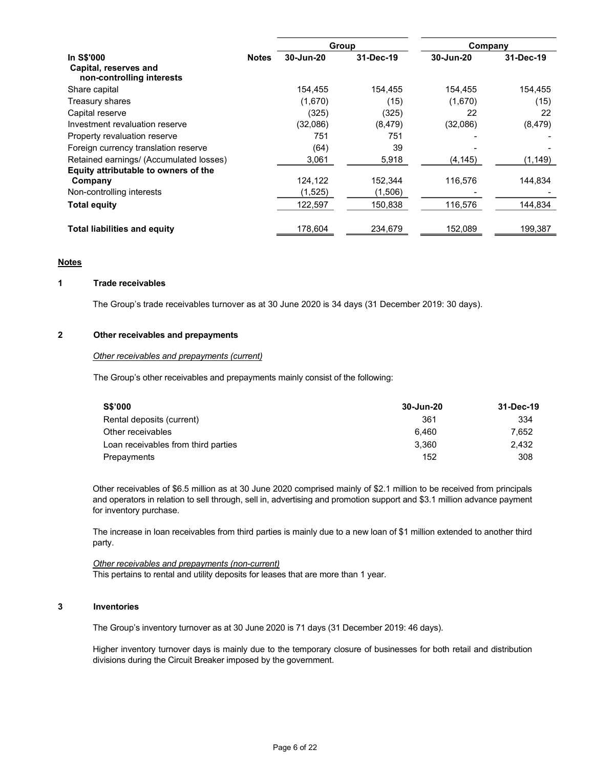| In S$'000 | Notes | Group | | Company | |
|---|---|---|---|---|---|
| | | 30-Jun-20 | 31-Dec-19 | 30-Jun-20 | 31-Dec-19 |
| **Capital, reserves and non-controlling interests** | | | | | |
| Share capital | | 154,455 | 154,455 | 154,455 | 154,455 |
| Treasury shares | | (1,670) | (15) | (1,670) | (15) |
| Capital reserve | | (325) | (325) | 22 | 22 |
| Investment revaluation reserve | | (32,086) | (8,479) | (32,086) | (8,479) |
| Property revaluation reserve | | 751 | 751 | - | - |
| Foreign currency translation reserve | | (64) | 39 | - | - |
| Retained earnings/ (Accumulated losses) | | 3,061 | 5,918 | (4,145) | (1,149) |
| **Equity attributable to owners of the Company** | | 124,122 | 152,344 | 116,576 | 144,834 |
| Non-controlling interests | | (1,525) | (1,506) | - | - |
| **Total equity** | | 122,597 | 150,838 | 116,576 | 144,834 |
| **Total liabilities and equity** | | 178,604 | 234,679 | 152,089 | 199,387 |

**Notes**

**1 Trade receivables**

The Group's trade receivables turnover as at 30 June 2020 is 34 days (31 December 2019: 30 days).

**2 Other receivables and prepayments**

*Other receivables and prepayments (current)*

The Group's other receivables and prepayments mainly consist of the following:

| S$'000 | 30-Jun-20 | 31-Dec-19 |
|---|---|---|
| Rental deposits (current) | 361 | 334 |
| Other receivables | 6,460 | 7,652 |
| Loan receivables from third parties | 3,360 | 2,432 |
| Prepayments | 152 | 308 |

Other receivables of $6.5 million as at 30 June 2020 comprised mainly of $2.1 million to be received from principals and operators in relation to sell through, sell in, advertising and promotion support and $3.1 million advance payment for inventory purchase.

The increase in loan receivables from third parties is mainly due to a new loan of $1 million extended to another third party.

*Other receivables and prepayments (non-current)*

This pertains to rental and utility deposits for leases that are more than 1 year.

**3 Inventories**

The Group's inventory turnover as at 30 June 2020 is 71 days (31 December 2019: 46 days).

Higher inventory turnover days is mainly due to the temporary closure of businesses for both retail and distribution divisions during the Circuit Breaker imposed by the government.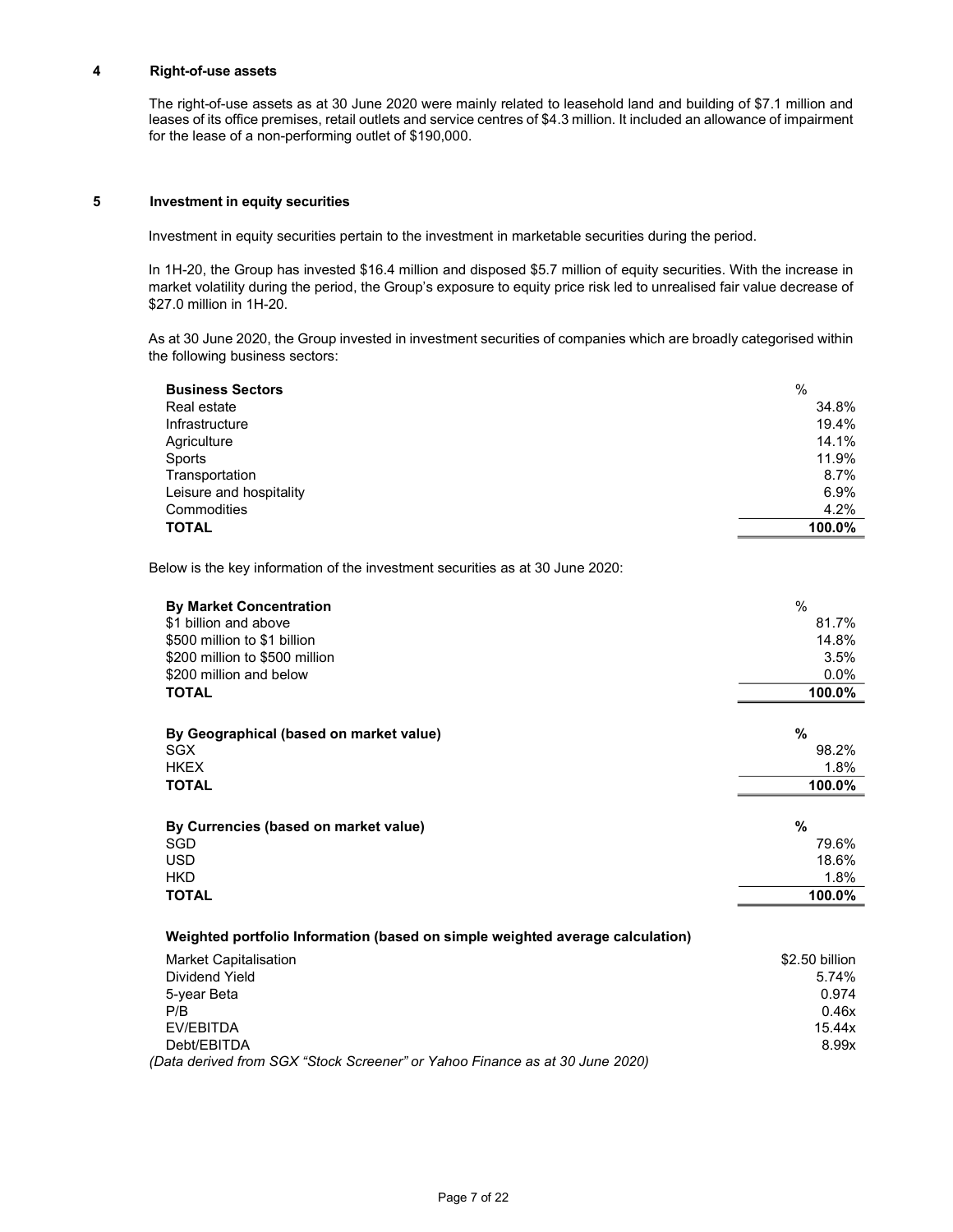## 4 Right-of-use assets

The right-of-use assets as at 30 June 2020 were mainly related to leasehold land and building of $7.1 million and leases of its office premises, retail outlets and service centres of $4.3 million. It included an allowance of impairment for the lease of a non-performing outlet of $190,000.

## 5 Investment in equity securities

Investment in equity securities pertain to the investment in marketable securities during the period.

In 1H-20, the Group has invested $16.4 million and disposed $5.7 million of equity securities. With the increase in market volatility during the period, the Group's exposure to equity price risk led to unrealised fair value decrease of $27.0 million in 1H-20.

As at 30 June 2020, the Group invested in investment securities of companies which are broadly categorised within the following business sectors:

| **Business Sectors** | % |
|---|---|
| Real estate | 34.8% |
| Infrastructure | 19.4% |
| Agriculture | 14.1% |
| Sports | 11.9% |
| Transportation | 8.7% |
| Leisure and hospitality | 6.9% |
| Commodities | 4.2% |
| **TOTAL** | **100.0%** |

Below is the key information of the investment securities as at 30 June 2020:

| **By Market Concentration** | % |
|---|---|
| $1 billion and above | 81.7% |
| $500 million to $1 billion | 14.8% |
| $200 million to $500 million | 3.5% |
| $200 million and below | 0.0% |
| **TOTAL** | **100.0%** |

| **By Geographical (based on market value)** | **%** |
|---|---|
| SGX | 98.2% |
| HKEX | 1.8% |
| **TOTAL** | **100.0%** |

| **By Currencies (based on market value)** | **%** |
|---|---|
| SGD | 79.6% |
| USD | 18.6% |
| HKD | 1.8% |
| **TOTAL** | **100.0%** |

**Weighted portfolio Information (based on simple weighted average calculation)**

| | |
|---|---|
| Market Capitalisation | $2.50 billion |
| Dividend Yield | 5.74% |
| 5-year Beta | 0.974 |
| P/B | 0.46x |
| EV/EBITDA | 15.44x |
| Debt/EBITDA | 8.99x |

*(Data derived from SGX "Stock Screener" or Yahoo Finance as at 30 June 2020)*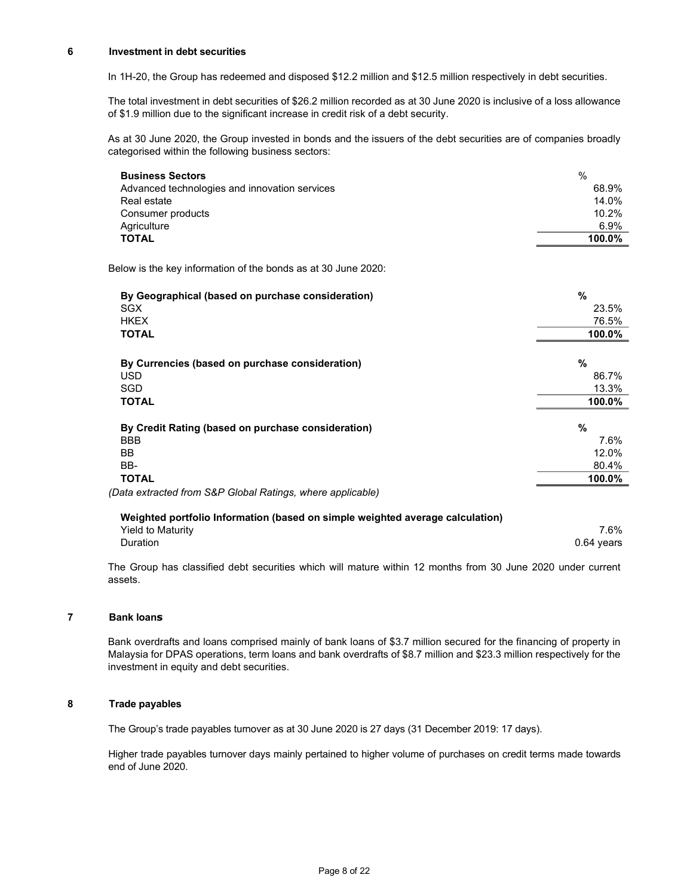## 6 Investment in debt securities

In 1H-20, the Group has redeemed and disposed $12.2 million and $12.5 million respectively in debt securities.

The total investment in debt securities of $26.2 million recorded as at 30 June 2020 is inclusive of a loss allowance of $1.9 million due to the significant increase in credit risk of a debt security.

As at 30 June 2020, the Group invested in bonds and the issuers of the debt securities are of companies broadly categorised within the following business sectors:

| **Business Sectors** | % |
|---|---|
| Advanced technologies and innovation services | 68.9% |
| Real estate | 14.0% |
| Consumer products | 10.2% |
| Agriculture | 6.9% |
| **TOTAL** | **100.0%** |

Below is the key information of the bonds as at 30 June 2020:

| **By Geographical (based on purchase consideration)** | **%** |
|---|---|
| SGX | 23.5% |
| HKEX | 76.5% |
| **TOTAL** | **100.0%** |

| **By Currencies (based on purchase consideration)** | **%** |
|---|---|
| USD | 86.7% |
| SGD | 13.3% |
| **TOTAL** | **100.0%** |

| **By Credit Rating (based on purchase consideration)** | **%** |
|---|---|
| BBB | 7.6% |
| BB | 12.0% |
| BB- | 80.4% |
| **TOTAL** | **100.0%** |

*(Data extracted from S&P Global Ratings, where applicable)*

| **Weighted portfolio Information (based on simple weighted average calculation)** | |
|---|---|
| Yield to Maturity | 7.6% |
| Duration | 0.64 years |

The Group has classified debt securities which will mature within 12 months from 30 June 2020 under current assets.

## 7 Bank loans

Bank overdrafts and loans comprised mainly of bank loans of $3.7 million secured for the financing of property in Malaysia for DPAS operations, term loans and bank overdrafts of $8.7 million and $23.3 million respectively for the investment in equity and debt securities.

## 8 Trade payables

The Group's trade payables turnover as at 30 June 2020 is 27 days (31 December 2019: 17 days).

Higher trade payables turnover days mainly pertained to higher volume of purchases on credit terms made towards end of June 2020.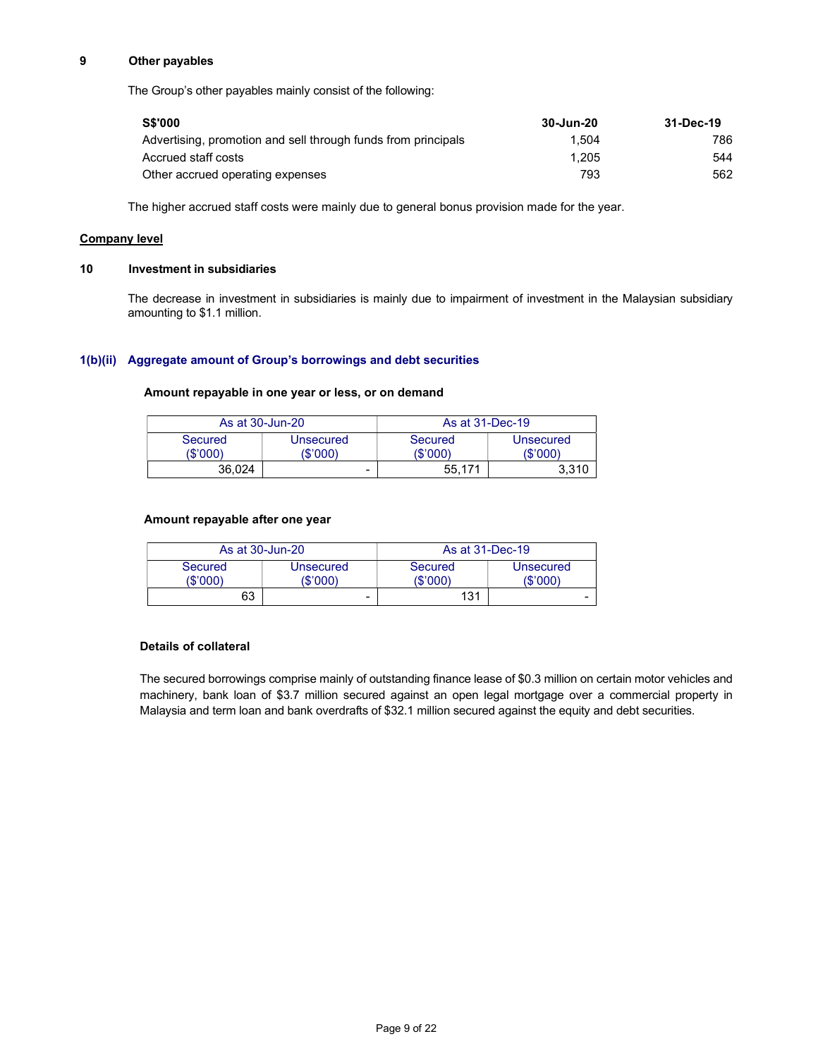## 9 Other payables

The Group's other payables mainly consist of the following:

| S$'000 | 30-Jun-20 | 31-Dec-19 |
|---|---|---|
| Advertising, promotion and sell through funds from principals | 1,504 | 786 |
| Accrued staff costs | 1,205 | 544 |
| Other accrued operating expenses | 793 | 562 |

The higher accrued staff costs were mainly due to general bonus provision made for the year.

**Company level**

## 10 Investment in subsidiaries

The decrease in investment in subsidiaries is mainly due to impairment of investment in the Malaysian subsidiary amounting to $1.1 million.

## 1(b)(ii) Aggregate amount of Group's borrowings and debt securities

**Amount repayable in one year or less, or on demand**

| As at 30-Jun-20 | | As at 31-Dec-19 | |
|---|---|---|---|
| Secured ($'000) | Unsecured ($'000) | Secured ($'000) | Unsecured ($'000) |
| 36,024 | - | 55,171 | 3,310 |

**Amount repayable after one year**

| As at 30-Jun-20 | | As at 31-Dec-19 | |
|---|---|---|---|
| Secured ($'000) | Unsecured ($'000) | Secured ($'000) | Unsecured ($'000) |
| 63 | - | 131 | - |

**Details of collateral**

The secured borrowings comprise mainly of outstanding finance lease of $0.3 million on certain motor vehicles and machinery, bank loan of $3.7 million secured against an open legal mortgage over a commercial property in Malaysia and term loan and bank overdrafts of $32.1 million secured against the equity and debt securities.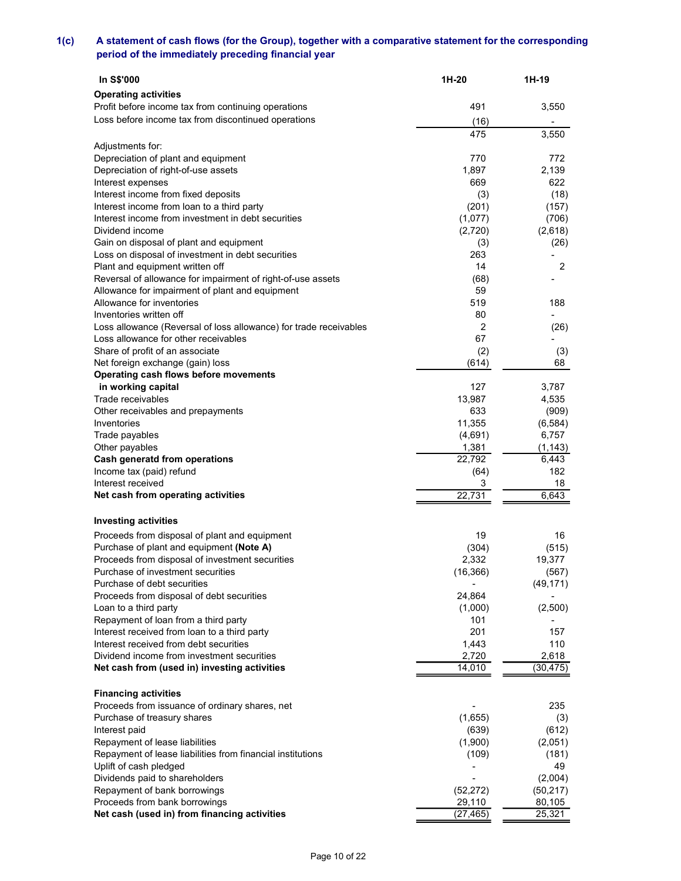## 1(c) A statement of cash flows (for the Group), together with a comparative statement for the corresponding period of the immediately preceding financial year

| In S$'000 | 1H-20 | 1H-19 |
|---|---|---|
| **Operating activities** | | |
| Profit before income tax from continuing operations | 491 | 3,550 |
| Loss before income tax from discontinued operations | (16) | - |
| | 475 | 3,550 |
| Adjustments for: | | |
| Depreciation of plant and equipment | 770 | 772 |
| Depreciation of right-of-use assets | 1,897 | 2,139 |
| Interest expenses | 669 | 622 |
| Interest income from fixed deposits | (3) | (18) |
| Interest income from loan to a third party | (201) | (157) |
| Interest income from investment in debt securities | (1,077) | (706) |
| Dividend income | (2,720) | (2,618) |
| Gain on disposal of plant and equipment | (3) | (26) |
| Loss on disposal of investment in debt securities | 263 | - |
| Plant and equipment written off | 14 | 2 |
| Reversal of allowance for impairment of right-of-use assets | (68) | - |
| Allowance for impairment of plant and equipment | 59 | |
| Allowance for inventories | 519 | 188 |
| Inventories written off | 80 | - |
| Loss allowance (Reversal of loss allowance) for trade receivables | 2 | (26) |
| Loss allowance for other receivables | 67 | - |
| Share of profit of an associate | (2) | (3) |
| Net foreign exchange (gain) loss | (614) | 68 |
| **Operating cash flows before movements in working capital** | 127 | 3,787 |
| Trade receivables | 13,987 | 4,535 |
| Other receivables and prepayments | 633 | (909) |
| Inventories | 11,355 | (6,584) |
| Trade payables | (4,691) | 6,757 |
| Other payables | 1,381 | (1,143) |
| **Cash generatd from operations** | 22,792 | 6,443 |
| Income tax (paid) refund | (64) | 182 |
| Interest received | 3 | 18 |
| **Net cash from operating activities** | 22,731 | 6,643 |
| | | |
| **Investing activities** | | |
| Proceeds from disposal of plant and equipment | 19 | 16 |
| Purchase of plant and equipment **(Note A)** | (304) | (515) |
| Proceeds from disposal of investment securities | 2,332 | 19,377 |
| Purchase of investment securities | (16,366) | (567) |
| Purchase of debt securities | - | (49,171) |
| Proceeds from disposal of debt securities | 24,864 | - |
| Loan to a third party | (1,000) | (2,500) |
| Repayment of loan from a third party | 101 | - |
| Interest received from loan to a third party | 201 | 157 |
| Interest received from debt securities | 1,443 | 110 |
| Dividend income from investment securities | 2,720 | 2,618 |
| **Net cash from (used in) investing activities** | 14,010 | (30,475) |
| | | |
| **Financing activities** | | |
| Proceeds from issuance of ordinary shares, net | - | 235 |
| Purchase of treasury shares | (1,655) | (3) |
| Interest paid | (639) | (612) |
| Repayment of lease liabilities | (1,900) | (2,051) |
| Repayment of lease liabilities from financial institutions | (109) | (181) |
| Uplift of cash pledged | - | 49 |
| Dividends paid to shareholders | - | (2,004) |
| Repayment of bank borrowings | (52,272) | (50,217) |
| Proceeds from bank borrowings | 29,110 | 80,105 |
| **Net cash (used in) from financing activities** | (27,465) | 25,321 |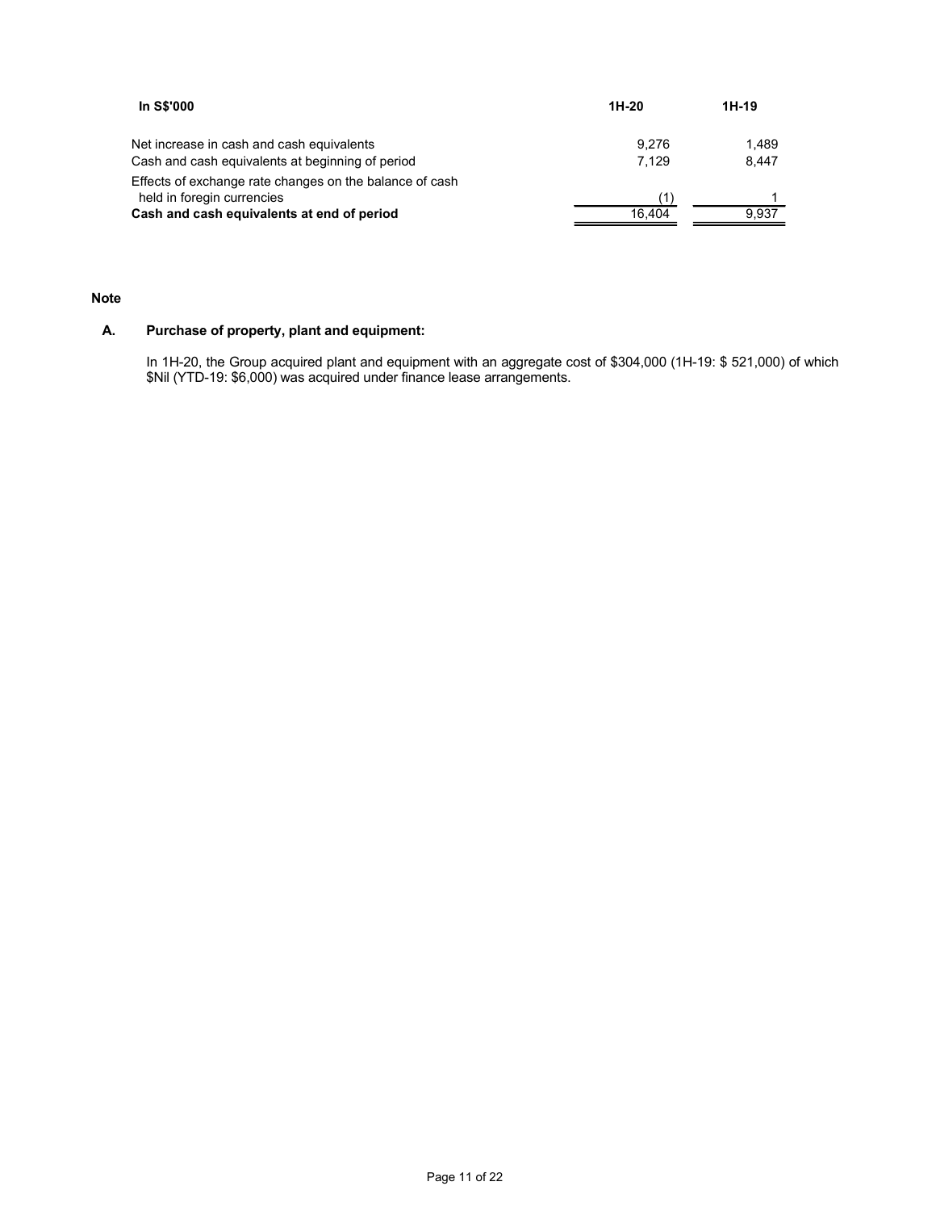| In S$'000 | 1H-20 | 1H-19 |
|---|---|---|
| Net increase in cash and cash equivalents | 9,276 | 1,489 |
| Cash and cash equivalents at beginning of period | 7,129 | 8,447 |
| Effects of exchange rate changes on the balance of cash held in foregin currencies | (1) | 1 |
| **Cash and cash equivalents at end of period** | 16,404 | 9,937 |

**Note**

**A. Purchase of property, plant and equipment:**

In 1H-20, the Group acquired plant and equipment with an aggregate cost of $304,000 (1H-19: $ 521,000) of which $Nil (YTD-19: $6,000) was acquired under finance lease arrangements.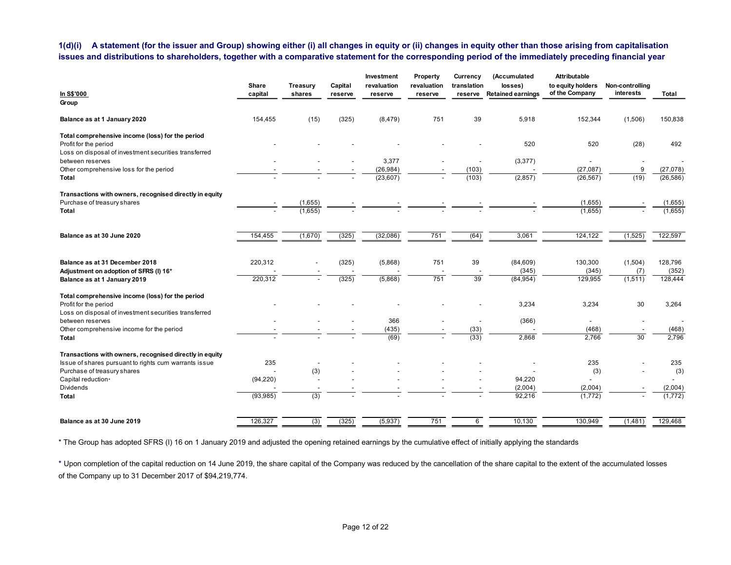**1(d)(i) A statement (for the issuer and Group) showing either (i) all changes in equity or (ii) changes in equity other than those arising from capitalisation issues and distributions to shareholders, together with a comparative statement for the corresponding period of the immediately preceding financial year**

| In S$'000 | Share capital | Treasury shares | Capital reserve | Investment revaluation reserve | Property revaluation reserve | Currency translation reserve | (Accumulated losses) Retained earnings | Attributable to equity holders of the Company | Non-controlling interests | Total |
|---|---|---|---|---|---|---|---|---|---|---|
| **Group** | | | | | | | | | | |
| **Balance as at 1 January 2020** | 154,455 | (15) | (325) | (8,479) | 751 | 39 | 5,918 | 152,344 | (1,506) | 150,838 |
| **Total comprehensive income (loss) for the period** | | | | | | | | | | |
| Profit for the period | - | - | - | - | - | - | 520 | 520 | (28) | 492 |
| Loss on disposal of investment securities transferred between reserves | - | - | - | 3,377 | - | - | (3,377) | - | - | - |
| Other comprehensive loss for the period | - | - | - | (26,984) | - | (103) | - | (27,087) | 9 | (27,078) |
| **Total** | - | - | - | (23,607) | - | (103) | (2,857) | (26,567) | (19) | (26,586) |
| **Transactions with owners, recognised directly in equity** | | | | | | | | | | |
| Purchase of treasury shares | - | (1,655) | - | - | - | - | - | (1,655) | - | (1,655) |
| **Total** | - | (1,655) | - | - | - | - | - | (1,655) | - | (1,655) |
| **Balance as at 30 June 2020** | 154,455 | (1,670) | (325) | (32,086) | 751 | (64) | 3,061 | 124,122 | (1,525) | 122,597 |
| | | | | | | | | | | |
| **Balance as at 31 December 2018** | 220,312 | - | (325) | (5,868) | 751 | 39 | (84,609) | 130,300 | (1,504) | 128,796 |
| **Adjustment on adoption of SFRS (I) 16*** | - | - | - | - | - | - | (345) | (345) | (7) | (352) |
| **Balance as at 1 January 2019** | 220,312 | - | (325) | (5,868) | 751 | 39 | (84,954) | 129,955 | (1,511) | 128,444 |
| **Total comprehensive income (loss) for the period** | | | | | | | | | | |
| Profit for the period | - | - | - | - | - | - | 3,234 | 3,234 | 30 | 3,264 |
| Loss on disposal of investment securities transferred between reserves | - | - | - | 366 | - | - | (366) | - | - | - |
| Other comprehensive income for the period | - | - | - | (435) | - | (33) | - | (468) | - | (468) |
| **Total** | - | - | - | (69) | - | (33) | 2,868 | 2,766 | 30 | 2,796 |
| **Transactions with owners, recognised directly in equity** | | | | | | | | | | |
| Issue of shares pursuant to rights cum warrants issue | 235 | - | - | - | - | - | - | 235 | - | 235 |
| Purchase of treasury shares | - | (3) | - | - | - | - | - | (3) | - | (3) |
| Capital reduction⁺ | (94,220) | - | - | - | - | - | 94,220 | - | - | - |
| Dividends | - | - | - | - | - | - | (2,004) | (2,004) | - | (2,004) |
| **Total** | (93,985) | (3) | - | - | - | - | 92,216 | (1,772) | - | (1,772) |
| **Balance as at 30 June 2019** | 126,327 | (3) | (325) | (5,937) | 751 | 6 | 10,130 | 130,949 | (1,481) | 129,468 |

* The Group has adopted SFRS (I) 16 on 1 January 2019 and adjusted the opening retained earnings by the cumulative effect of initially applying the standards

⁺ Upon completion of the capital reduction on 14 June 2019, the share capital of the Company was reduced by the cancellation of the share capital to the extent of the accumulated losses of the Company up to 31 December 2017 of $94,219,774.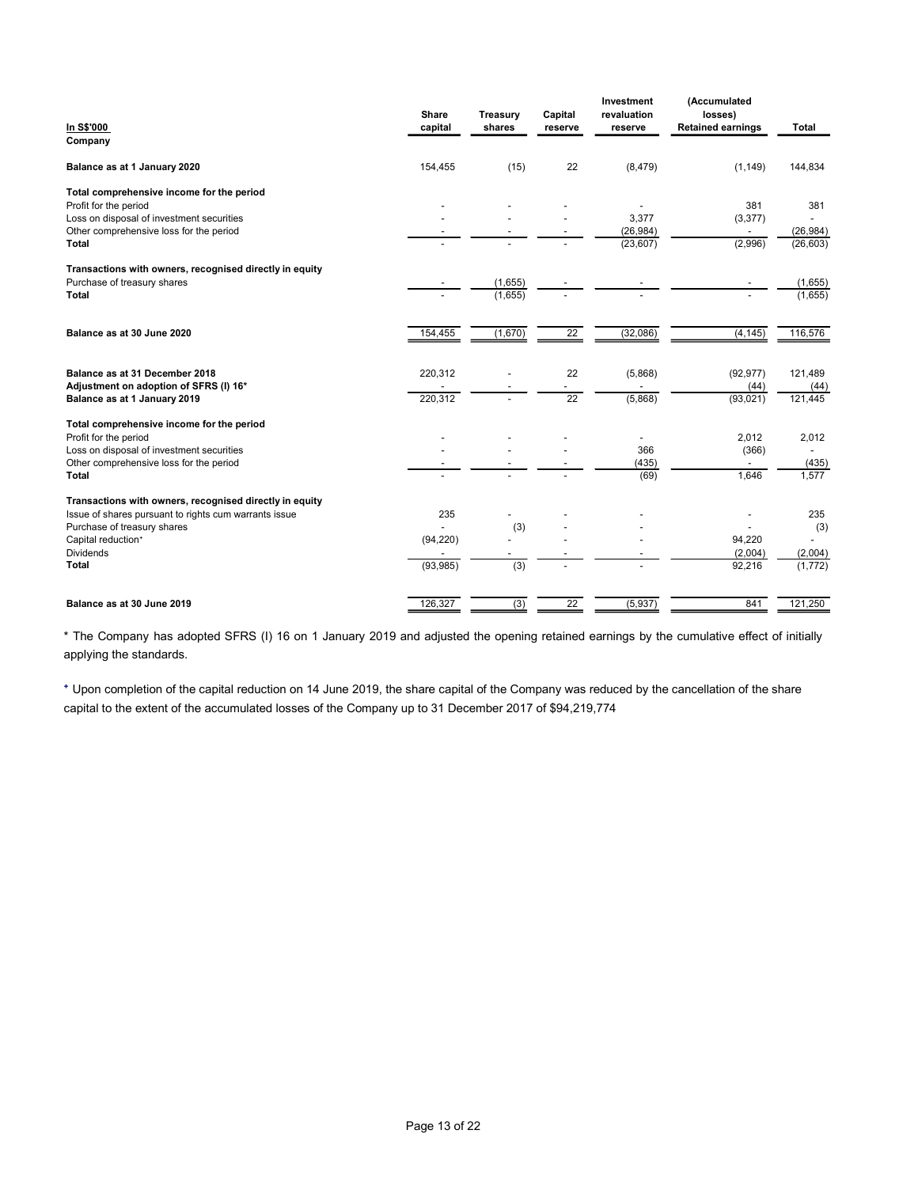| In S$'000 | Share capital | Treasury shares | Capital reserve | Investment revaluation reserve | (Accumulated losses) Retained earnings | Total |
|---|---|---|---|---|---|---|
| **Company** | | | | | | |
| **Balance as at 1 January 2020** | 154,455 | (15) | 22 | (8,479) | (1,149) | 144,834 |
| **Total comprehensive income for the period** | | | | | | |
| Profit for the period | - | - | - | - | 381 | 381 |
| Loss on disposal of investment securities | - | - | - | 3,377 | (3,377) | - |
| Other comprehensive loss for the period | - | - | - | (26,984) | - | (26,984) |
| **Total** | - | - | - | (23,607) | (2,996) | (26,603) |
| **Transactions with owners, recognised directly in equity** | | | | | | |
| Purchase of treasury shares | - | (1,655) | - | - | - | (1,655) |
| **Total** | - | (1,655) | - | - | - | (1,655) |
| **Balance as at 30 June 2020** | 154,455 | (1,670) | 22 | (32,086) | (4,145) | 116,576 |
| **Balance as at 31 December 2018** | 220,312 | - | 22 | (5,868) | (92,977) | 121,489 |
| **Adjustment on adoption of SFRS (I) 16*** | - | - | - | - | (44) | (44) |
| **Balance as at 1 January 2019** | 220,312 | - | 22 | (5,868) | (93,021) | 121,445 |
| **Total comprehensive income for the period** | | | | | | |
| Profit for the period | - | - | - | - | 2,012 | 2,012 |
| Loss on disposal of investment securities | - | - | - | 366 | (366) | - |
| Other comprehensive loss for the period | - | - | - | (435) | - | (435) |
| **Total** | - | - | - | (69) | 1,646 | 1,577 |
| **Transactions with owners, recognised directly in equity** | | | | | | |
| Issue of shares pursuant to rights cum warrants issue | 235 | - | - | - | - | 235 |
| Purchase of treasury shares | - | (3) | - | - | - | (3) |
| Capital reduction⁺ | (94,220) | - | - | - | 94,220 | - |
| Dividends | - | - | - | - | (2,004) | (2,004) |
| **Total** | (93,985) | (3) | - | - | 92,216 | (1,772) |
| **Balance as at 30 June 2019** | 126,327 | (3) | 22 | (5,937) | 841 | 121,250 |

* The Company has adopted SFRS (I) 16 on 1 January 2019 and adjusted the opening retained earnings by the cumulative effect of initially applying the standards.

⁺ Upon completion of the capital reduction on 14 June 2019, the share capital of the Company was reduced by the cancellation of the share capital to the extent of the accumulated losses of the Company up to 31 December 2017 of $94,219,774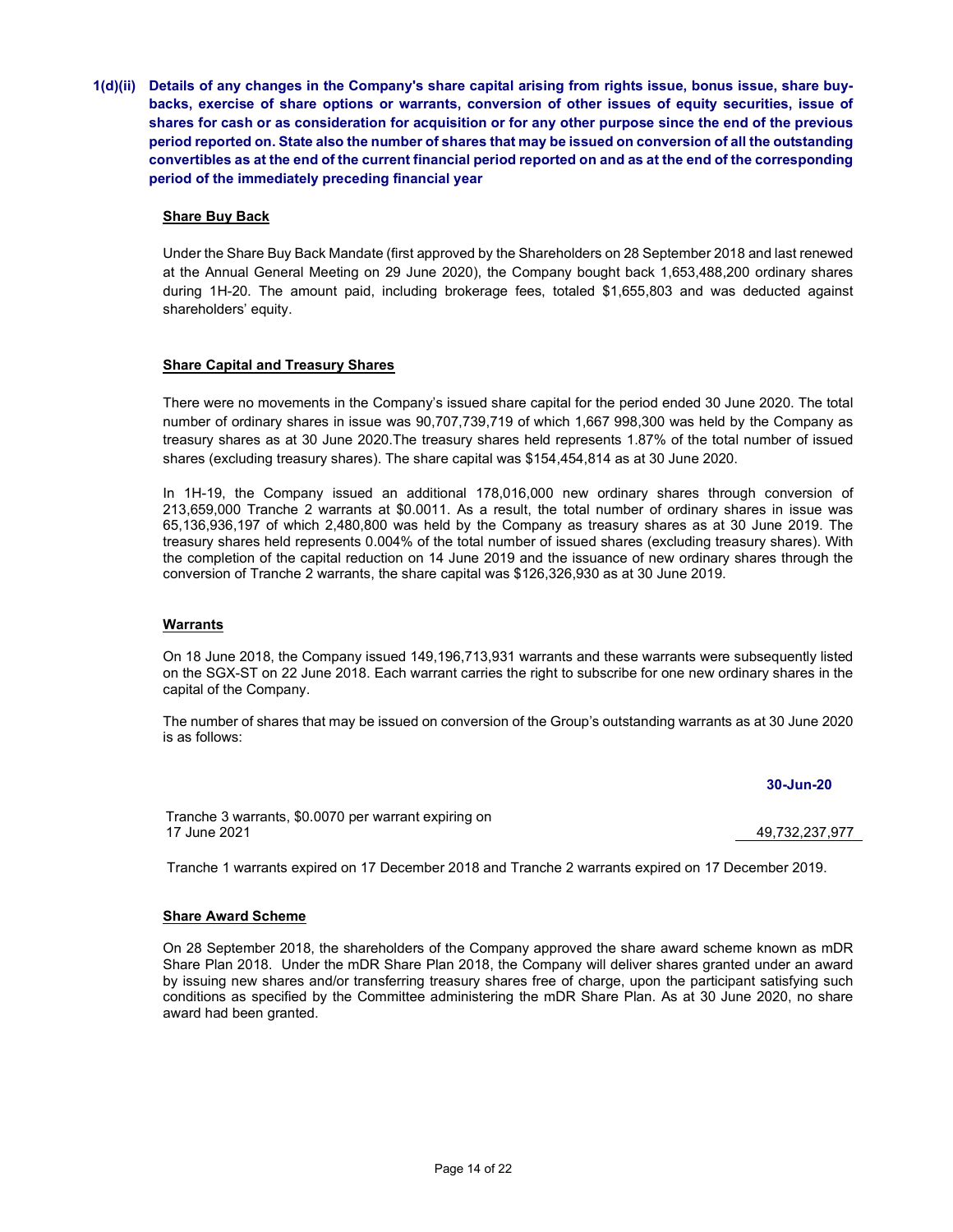**1(d)(ii) Details of any changes in the Company's share capital arising from rights issue, bonus issue, share buy-backs, exercise of share options or warrants, conversion of other issues of equity securities, issue of shares for cash or as consideration for acquisition or for any other purpose since the end of the previous period reported on. State also the number of shares that may be issued on conversion of all the outstanding convertibles as at the end of the current financial period reported on and as at the end of the corresponding period of the immediately preceding financial year**

**Share Buy Back**

Under the Share Buy Back Mandate (first approved by the Shareholders on 28 September 2018 and last renewed at the Annual General Meeting on 29 June 2020), the Company bought back 1,653,488,200 ordinary shares during 1H-20. The amount paid, including brokerage fees, totaled $1,655,803 and was deducted against shareholders' equity.

**Share Capital and Treasury Shares**

There were no movements in the Company's issued share capital for the period ended 30 June 2020. The total number of ordinary shares in issue was 90,707,739,719 of which 1,667 998,300 was held by the Company as treasury shares as at 30 June 2020.The treasury shares held represents 1.87% of the total number of issued shares (excluding treasury shares). The share capital was $154,454,814 as at 30 June 2020.

In 1H-19, the Company issued an additional 178,016,000 new ordinary shares through conversion of 213,659,000 Tranche 2 warrants at $0.0011. As a result, the total number of ordinary shares in issue was 65,136,936,197 of which 2,480,800 was held by the Company as treasury shares as at 30 June 2019. The treasury shares held represents 0.004% of the total number of issued shares (excluding treasury shares). With the completion of the capital reduction on 14 June 2019 and the issuance of new ordinary shares through the conversion of Tranche 2 warrants, the share capital was $126,326,930 as at 30 June 2019.

**Warrants**

On 18 June 2018, the Company issued 149,196,713,931 warrants and these warrants were subsequently listed on the SGX-ST on 22 June 2018. Each warrant carries the right to subscribe for one new ordinary shares in the capital of the Company.

The number of shares that may be issued on conversion of the Group's outstanding warrants as at 30 June 2020 is as follows:

| | 30-Jun-20 |
|---|---|
| Tranche 3 warrants, $0.0070 per warrant expiring on 17 June 2021 | 49,732,237,977 |

Tranche 1 warrants expired on 17 December 2018 and Tranche 2 warrants expired on 17 December 2019.

**Share Award Scheme**

On 28 September 2018, the shareholders of the Company approved the share award scheme known as mDR Share Plan 2018. Under the mDR Share Plan 2018, the Company will deliver shares granted under an award by issuing new shares and/or transferring treasury shares free of charge, upon the participant satisfying such conditions as specified by the Committee administering the mDR Share Plan. As at 30 June 2020, no share award had been granted.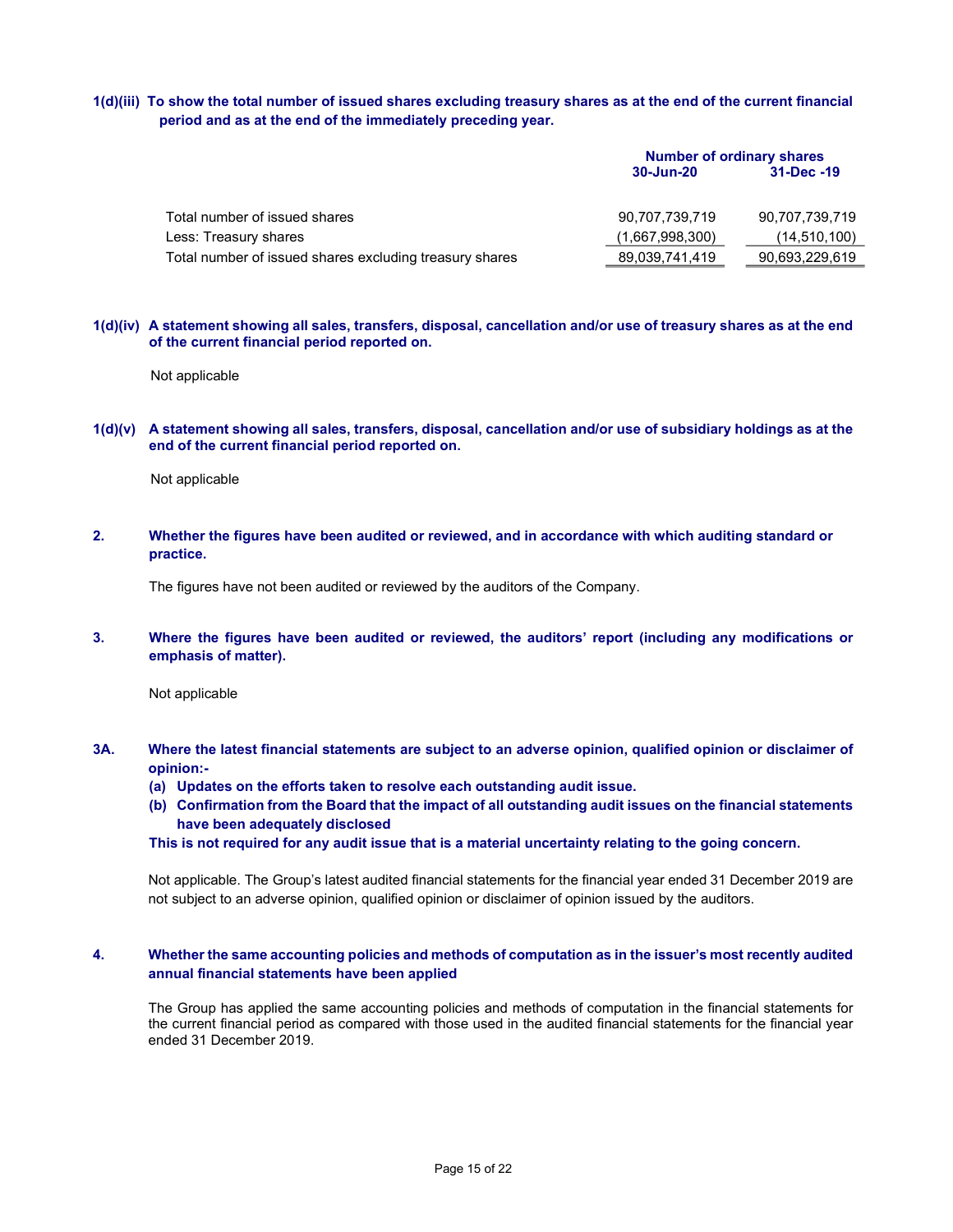**1(d)(iii) To show the total number of issued shares excluding treasury shares as at the end of the current financial period and as at the end of the immediately preceding year.**

| | Number of ordinary shares | |
|---|---|---|
| | **30-Jun-20** | **31-Dec -19** |
| Total number of issued shares | 90,707,739,719 | 90,707,739,719 |
| Less: Treasury shares | (1,667,998,300) | (14,510,100) |
| Total number of issued shares excluding treasury shares | 89,039,741,419 | 90,693,229,619 |

**1(d)(iv) A statement showing all sales, transfers, disposal, cancellation and/or use of treasury shares as at the end of the current financial period reported on.**

Not applicable

**1(d)(v) A statement showing all sales, transfers, disposal, cancellation and/or use of subsidiary holdings as at the end of the current financial period reported on.**

Not applicable

**2. Whether the figures have been audited or reviewed, and in accordance with which auditing standard or practice.**

The figures have not been audited or reviewed by the auditors of the Company.

**3. Where the figures have been audited or reviewed, the auditors' report (including any modifications or emphasis of matter).**

Not applicable

**3A. Where the latest financial statements are subject to an adverse opinion, qualified opinion or disclaimer of opinion:-**

**(a) Updates on the efforts taken to resolve each outstanding audit issue.**

**(b) Confirmation from the Board that the impact of all outstanding audit issues on the financial statements have been adequately disclosed**

**This is not required for any audit issue that is a material uncertainty relating to the going concern.**

Not applicable. The Group's latest audited financial statements for the financial year ended 31 December 2019 are not subject to an adverse opinion, qualified opinion or disclaimer of opinion issued by the auditors.

**4. Whether the same accounting policies and methods of computation as in the issuer's most recently audited annual financial statements have been applied**

The Group has applied the same accounting policies and methods of computation in the financial statements for the current financial period as compared with those used in the audited financial statements for the financial year ended 31 December 2019.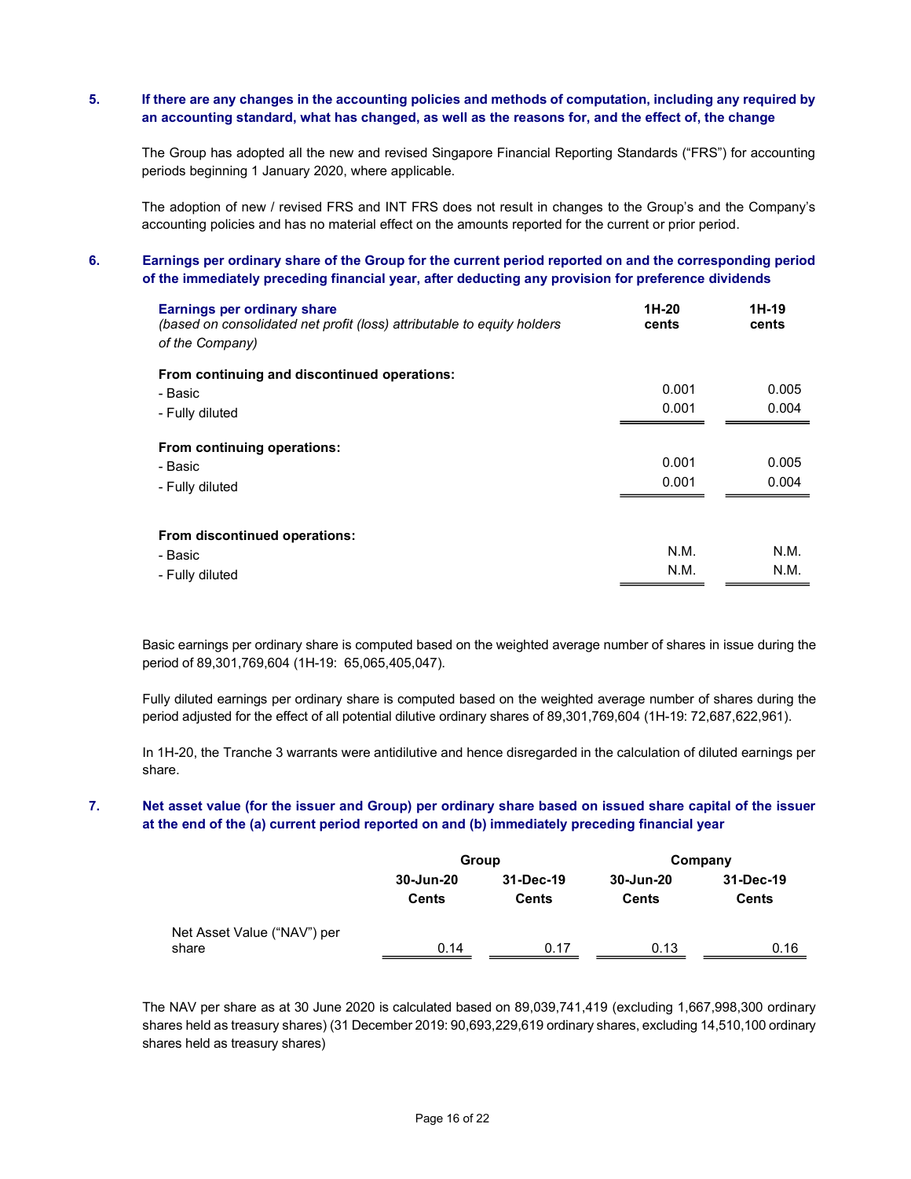### 5. If there are any changes in the accounting policies and methods of computation, including any required by an accounting standard, what has changed, as well as the reasons for, and the effect of, the change

The Group has adopted all the new and revised Singapore Financial Reporting Standards ("FRS") for accounting periods beginning 1 January 2020, where applicable.

The adoption of new / revised FRS and INT FRS does not result in changes to the Group's and the Company's accounting policies and has no material effect on the amounts reported for the current or prior period.

### 6. Earnings per ordinary share of the Group for the current period reported on and the corresponding period of the immediately preceding financial year, after deducting any provision for preference dividends

| **Earnings per ordinary share** *(based on consolidated net profit (loss) attributable to equity holders of the Company)* | **1H-20 cents** | **1H-19 cents** |
|---|---|---|
| **From continuing and discontinued operations:** | | |
| - Basic | 0.001 | 0.005 |
| - Fully diluted | 0.001 | 0.004 |
| **From continuing operations:** | | |
| - Basic | 0.001 | 0.005 |
| - Fully diluted | 0.001 | 0.004 |
| **From discontinued operations:** | | |
| - Basic | N.M. | N.M. |
| - Fully diluted | N.M. | N.M. |

Basic earnings per ordinary share is computed based on the weighted average number of shares in issue during the period of 89,301,769,604 (1H-19: 65,065,405,047).

Fully diluted earnings per ordinary share is computed based on the weighted average number of shares during the period adjusted for the effect of all potential dilutive ordinary shares of 89,301,769,604 (1H-19: 72,687,622,961).

In 1H-20, the Tranche 3 warrants were antidilutive and hence disregarded in the calculation of diluted earnings per share.

### 7. Net asset value (for the issuer and Group) per ordinary share based on issued share capital of the issuer at the end of the (a) current period reported on and (b) immediately preceding financial year

| | **Group** | | **Company** | |
|---|---|---|---|---|
| | **30-Jun-20 Cents** | **31-Dec-19 Cents** | **30-Jun-20 Cents** | **31-Dec-19 Cents** |
| Net Asset Value ("NAV") per share | 0.14 | 0.17 | 0.13 | 0.16 |

The NAV per share as at 30 June 2020 is calculated based on 89,039,741,419 (excluding 1,667,998,300 ordinary shares held as treasury shares) (31 December 2019: 90,693,229,619 ordinary shares, excluding 14,510,100 ordinary shares held as treasury shares)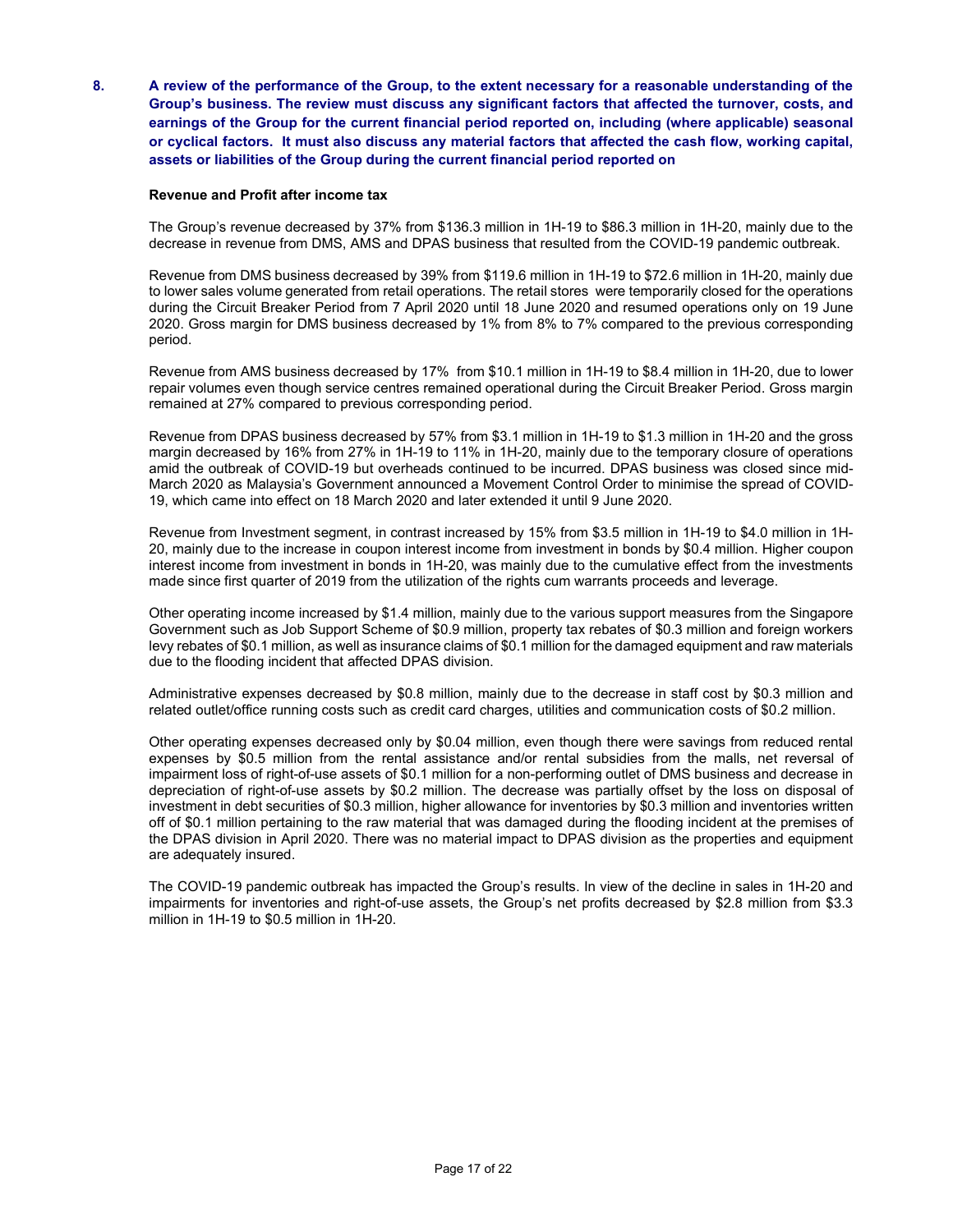**8. A review of the performance of the Group, to the extent necessary for a reasonable understanding of the Group's business. The review must discuss any significant factors that affected the turnover, costs, and earnings of the Group for the current financial period reported on, including (where applicable) seasonal or cyclical factors. It must also discuss any material factors that affected the cash flow, working capital, assets or liabilities of the Group during the current financial period reported on**

**Revenue and Profit after income tax**

The Group's revenue decreased by 37% from $136.3 million in 1H-19 to $86.3 million in 1H-20, mainly due to the decrease in revenue from DMS, AMS and DPAS business that resulted from the COVID-19 pandemic outbreak.

Revenue from DMS business decreased by 39% from $119.6 million in 1H-19 to $72.6 million in 1H-20, mainly due to lower sales volume generated from retail operations. The retail stores were temporarily closed for the operations during the Circuit Breaker Period from 7 April 2020 until 18 June 2020 and resumed operations only on 19 June 2020. Gross margin for DMS business decreased by 1% from 8% to 7% compared to the previous corresponding period.

Revenue from AMS business decreased by 17% from $10.1 million in 1H-19 to $8.4 million in 1H-20, due to lower repair volumes even though service centres remained operational during the Circuit Breaker Period. Gross margin remained at 27% compared to previous corresponding period.

Revenue from DPAS business decreased by 57% from $3.1 million in 1H-19 to $1.3 million in 1H-20 and the gross margin decreased by 16% from 27% in 1H-19 to 11% in 1H-20, mainly due to the temporary closure of operations amid the outbreak of COVID-19 but overheads continued to be incurred. DPAS business was closed since mid-March 2020 as Malaysia's Government announced a Movement Control Order to minimise the spread of COVID-19, which came into effect on 18 March 2020 and later extended it until 9 June 2020.

Revenue from Investment segment, in contrast increased by 15% from $3.5 million in 1H-19 to $4.0 million in 1H-20, mainly due to the increase in coupon interest income from investment in bonds by $0.4 million. Higher coupon interest income from investment in bonds in 1H-20, was mainly due to the cumulative effect from the investments made since first quarter of 2019 from the utilization of the rights cum warrants proceeds and leverage.

Other operating income increased by $1.4 million, mainly due to the various support measures from the Singapore Government such as Job Support Scheme of $0.9 million, property tax rebates of $0.3 million and foreign workers levy rebates of $0.1 million, as well as insurance claims of $0.1 million for the damaged equipment and raw materials due to the flooding incident that affected DPAS division.

Administrative expenses decreased by $0.8 million, mainly due to the decrease in staff cost by $0.3 million and related outlet/office running costs such as credit card charges, utilities and communication costs of $0.2 million.

Other operating expenses decreased only by $0.04 million, even though there were savings from reduced rental expenses by $0.5 million from the rental assistance and/or rental subsidies from the malls, net reversal of impairment loss of right-of-use assets of $0.1 million for a non-performing outlet of DMS business and decrease in depreciation of right-of-use assets by $0.2 million. The decrease was partially offset by the loss on disposal of investment in debt securities of $0.3 million, higher allowance for inventories by $0.3 million and inventories written off of $0.1 million pertaining to the raw material that was damaged during the flooding incident at the premises of the DPAS division in April 2020. There was no material impact to DPAS division as the properties and equipment are adequately insured.

The COVID-19 pandemic outbreak has impacted the Group's results. In view of the decline in sales in 1H-20 and impairments for inventories and right-of-use assets, the Group's net profits decreased by $2.8 million from $3.3 million in 1H-19 to $0.5 million in 1H-20.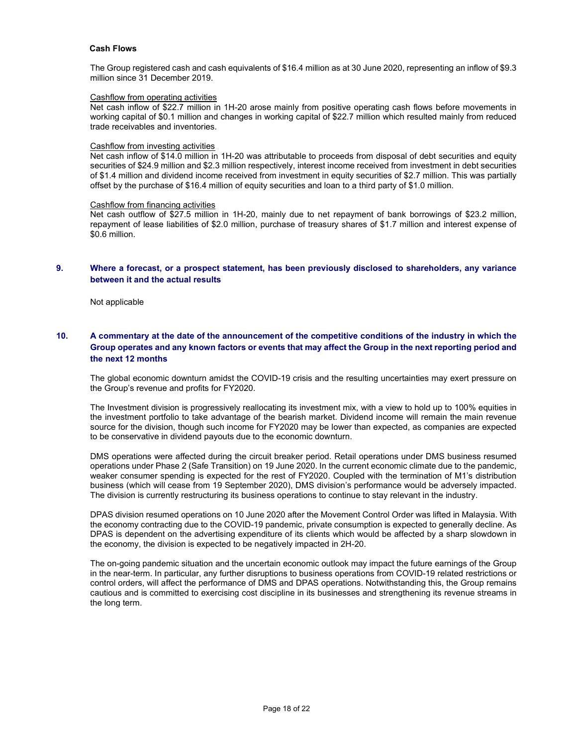**Cash Flows**

The Group registered cash and cash equivalents of $16.4 million as at 30 June 2020, representing an inflow of $9.3 million since 31 December 2019.

Cashflow from operating activities

Net cash inflow of $22.7 million in 1H-20 arose mainly from positive operating cash flows before movements in working capital of $0.1 million and changes in working capital of $22.7 million which resulted mainly from reduced trade receivables and inventories.

Cashflow from investing activities

Net cash inflow of $14.0 million in 1H-20 was attributable to proceeds from disposal of debt securities and equity securities of $24.9 million and $2.3 million respectively, interest income received from investment in debt securities of $1.4 million and dividend income received from investment in equity securities of $2.7 million. This was partially offset by the purchase of $16.4 million of equity securities and loan to a third party of $1.0 million.

Cashflow from financing activities

Net cash outflow of $27.5 million in 1H-20, mainly due to net repayment of bank borrowings of $23.2 million, repayment of lease liabilities of $2.0 million, purchase of treasury shares of $1.7 million and interest expense of $0.6 million.

## 9. Where a forecast, or a prospect statement, has been previously disclosed to shareholders, any variance between it and the actual results

Not applicable

## 10. A commentary at the date of the announcement of the competitive conditions of the industry in which the Group operates and any known factors or events that may affect the Group in the next reporting period and the next 12 months

The global economic downturn amidst the COVID-19 crisis and the resulting uncertainties may exert pressure on the Group's revenue and profits for FY2020.

The Investment division is progressively reallocating its investment mix, with a view to hold up to 100% equities in the investment portfolio to take advantage of the bearish market. Dividend income will remain the main revenue source for the division, though such income for FY2020 may be lower than expected, as companies are expected to be conservative in dividend payouts due to the economic downturn.

DMS operations were affected during the circuit breaker period. Retail operations under DMS business resumed operations under Phase 2 (Safe Transition) on 19 June 2020. In the current economic climate due to the pandemic, weaker consumer spending is expected for the rest of FY2020. Coupled with the termination of M1's distribution business (which will cease from 19 September 2020), DMS division's performance would be adversely impacted. The division is currently restructuring its business operations to continue to stay relevant in the industry.

DPAS division resumed operations on 10 June 2020 after the Movement Control Order was lifted in Malaysia. With the economy contracting due to the COVID-19 pandemic, private consumption is expected to generally decline. As DPAS is dependent on the advertising expenditure of its clients which would be affected by a sharp slowdown in the economy, the division is expected to be negatively impacted in 2H-20.

The on-going pandemic situation and the uncertain economic outlook may impact the future earnings of the Group in the near-term. In particular, any further disruptions to business operations from COVID-19 related restrictions or control orders, will affect the performance of DMS and DPAS operations. Notwithstanding this, the Group remains cautious and is committed to exercising cost discipline in its businesses and strengthening its revenue streams in the long term.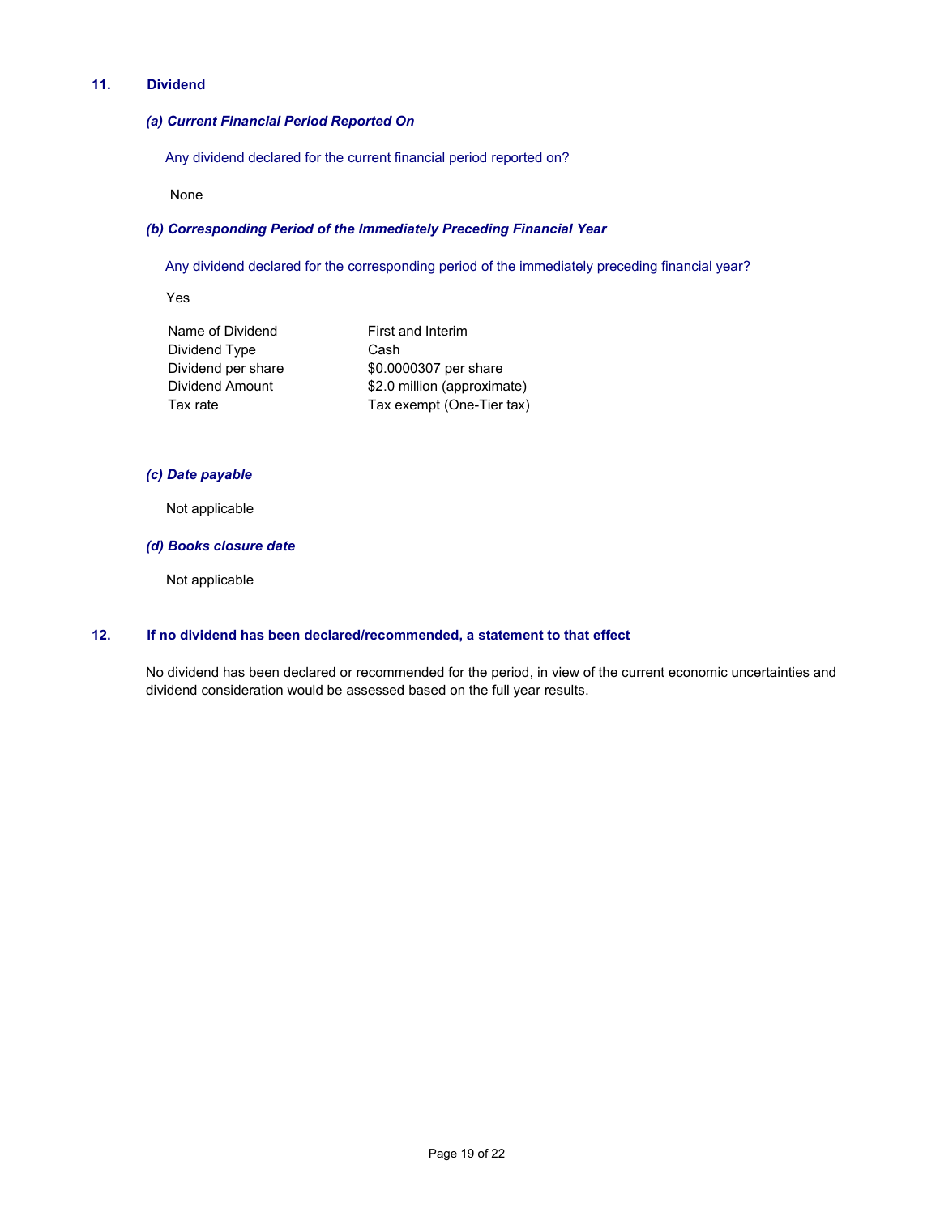## 11. Dividend

### *(a) Current Financial Period Reported On*

Any dividend declared for the current financial period reported on?

None

### *(b) Corresponding Period of the Immediately Preceding Financial Year*

Any dividend declared for the corresponding period of the immediately preceding financial year?

Yes

| | |
|---|---|
| Name of Dividend | First and Interim |
| Dividend Type | Cash |
| Dividend per share | $0.0000307 per share |
| Dividend Amount | $2.0 million (approximate) |
| Tax rate | Tax exempt (One-Tier tax) |

### *(c) Date payable*

Not applicable

### *(d) Books closure date*

Not applicable

## 12. If no dividend has been declared/recommended, a statement to that effect

No dividend has been declared or recommended for the period, in view of the current economic uncertainties and dividend consideration would be assessed based on the full year results.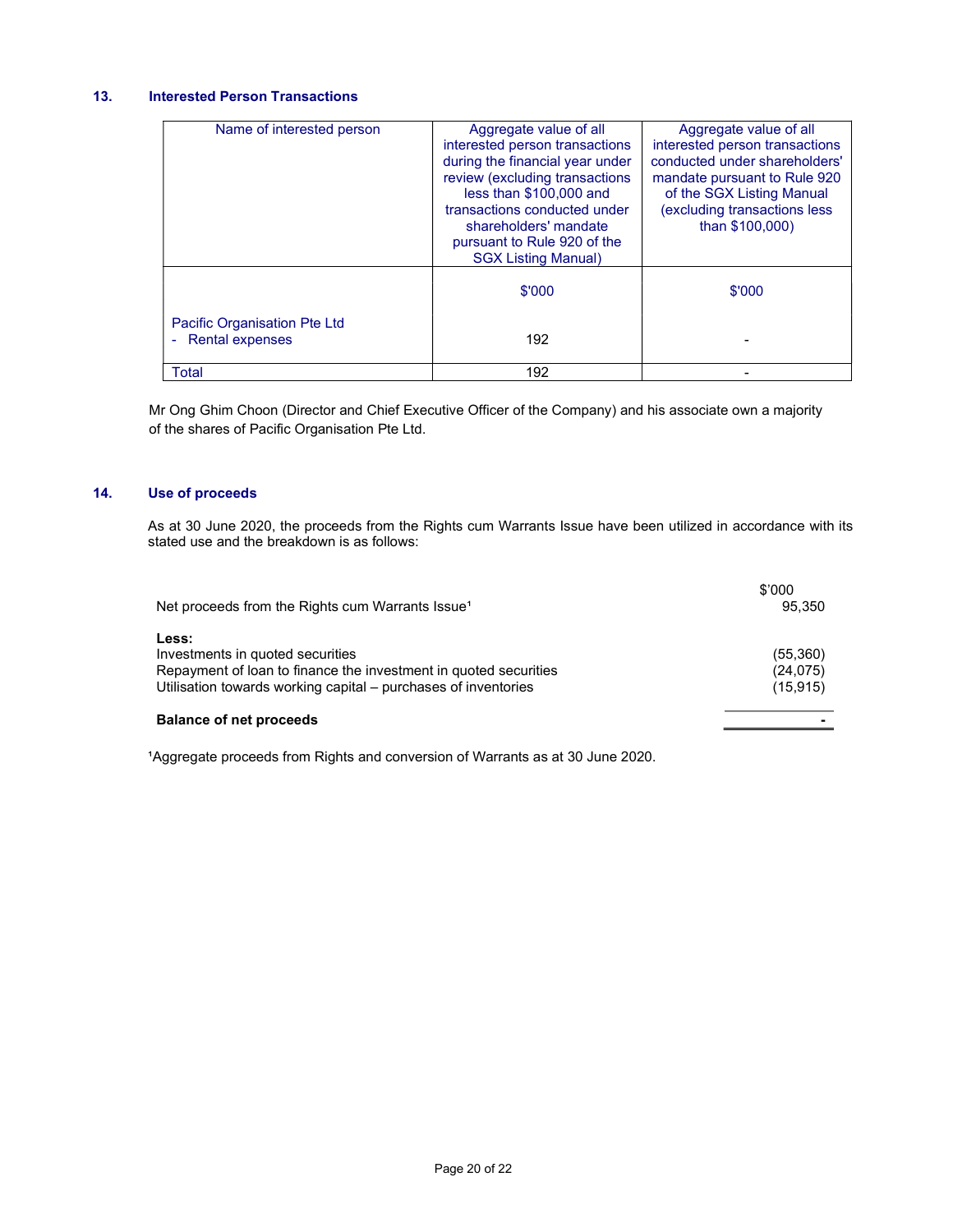## 13. Interested Person Transactions

| Name of interested person | Aggregate value of all interested person transactions during the financial year under review (excluding transactions less than $100,000 and transactions conducted under shareholders' mandate pursuant to Rule 920 of the SGX Listing Manual) | Aggregate value of all interested person transactions conducted under shareholders' mandate pursuant to Rule 920 of the SGX Listing Manual (excluding transactions less than $100,000) |
|---|---|---|
| | $'000 | $'000 |
| Pacific Organisation Pte Ltd<br>- Rental expenses | 192 | - |
| Total | 192 | - |

Mr Ong Ghim Choon (Director and Chief Executive Officer of the Company) and his associate own a majority of the shares of Pacific Organisation Pte Ltd.

## 14. Use of proceeds

As at 30 June 2020, the proceeds from the Rights cum Warrants Issue have been utilized in accordance with its stated use and the breakdown is as follows:

| | $'000 |
|---|---|
| Net proceeds from the Rights cum Warrants Issue[1] | 95,350 |
| **Less:** | |
| Investments in quoted securities | (55,360) |
| Repayment of loan to finance the investment in quoted securities | (24,075) |
| Utilisation towards working capital – purchases of inventories | (15,915) |
| **Balance of net proceeds** | **-** |

[1]Aggregate proceeds from Rights and conversion of Warrants as at 30 June 2020.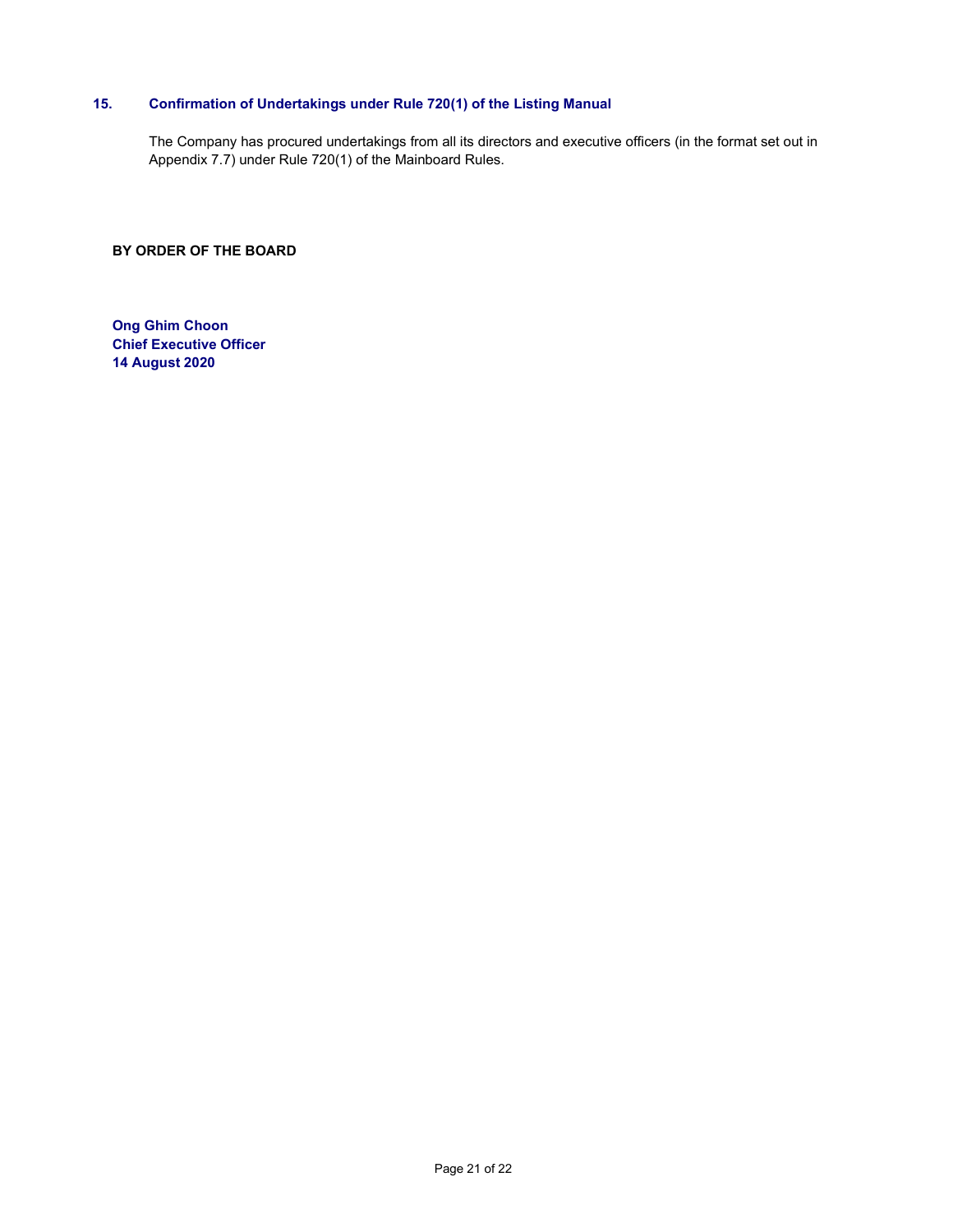## 15. Confirmation of Undertakings under Rule 720(1) of the Listing Manual

The Company has procured undertakings from all its directors and executive officers (in the format set out in Appendix 7.7) under Rule 720(1) of the Mainboard Rules.

**BY ORDER OF THE BOARD**

**Ong Ghim Choon**
**Chief Executive Officer**
**14 August 2020**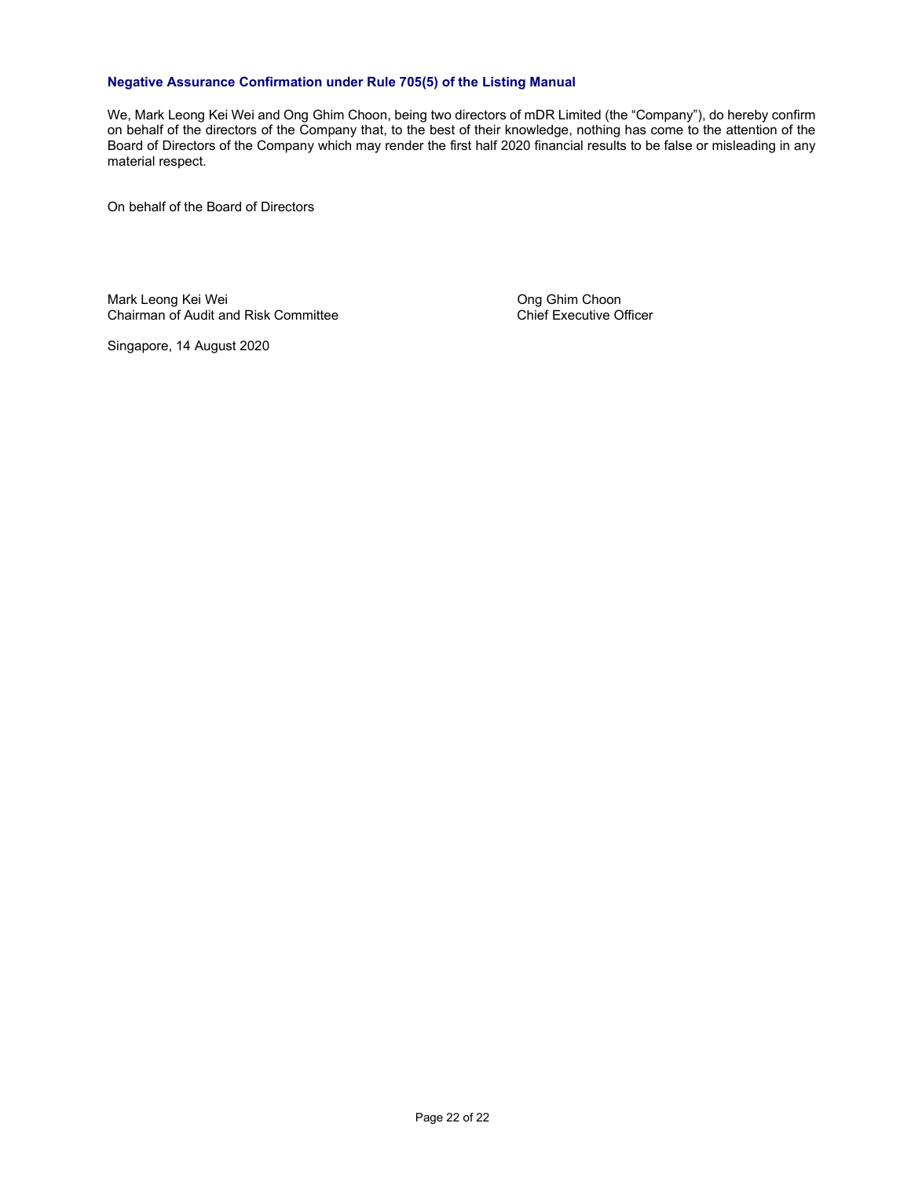**Negative Assurance Confirmation under Rule 705(5) of the Listing Manual**

We, Mark Leong Kei Wei and Ong Ghim Choon, being two directors of mDR Limited (the "Company"), do hereby confirm on behalf of the directors of the Company that, to the best of their knowledge, nothing has come to the attention of the Board of Directors of the Company which may render the first half 2020 financial results to be false or misleading in any material respect.

On behalf of the Board of Directors

Mark Leong Kei Wei
Chairman of Audit and Risk Committee

Ong Ghim Choon
Chief Executive Officer

Singapore, 14 August 2020